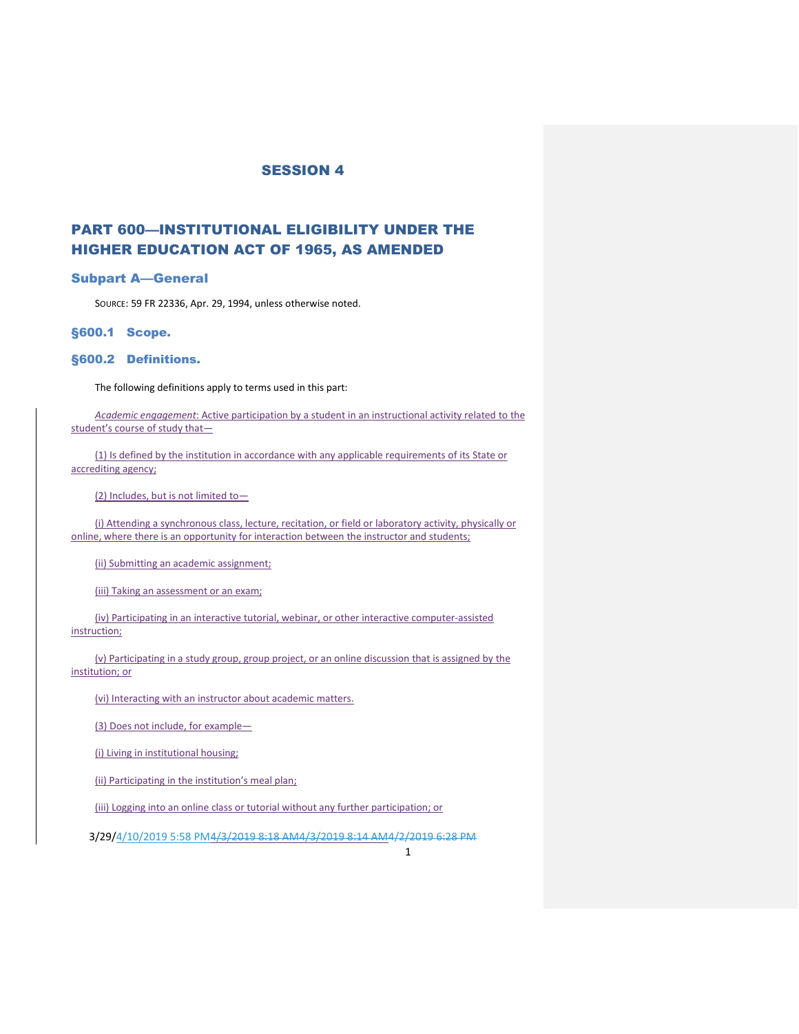# SESSION 4

## PART 600—INSTITUTIONAL ELIGIBILITY UNDER THE HIGHER EDUCATION ACT OF 1965, AS AMENDED

### Subpart A—General

SOURCE: 59 FR 22336, Apr. 29, 1994, unless otherwise noted.

### §600.1 Scope.

### §600.2 Definitions.

The following definitions apply to terms used in this part:

*Academic engagement*: Active participation by a student in an instructional activity related to the student's course of study that—

(1) Is defined by the institution in accordance with any applicable requirements of its State or accrediting agency;

(2) Includes, but is not limited to—

(i) Attending a synchronous class, lecture, recitation, or field or laboratory activity, physically or online, where there is an opportunity for interaction between the instructor and students;

(ii) Submitting an academic assignment;

(iii) Taking an assessment or an exam;

(iv) Participating in an interactive tutorial, webinar, or other interactive computer-assisted instruction;

(v) Participating in a study group, group project, or an online discussion that is assigned by the institution; or

(vi) Interacting with an instructor about academic matters.

(3) Does not include, for example—

(i) Living in institutional housing;

(ii) Participating in the institution's meal plan;

(iii) Logging into an online class or tutorial without any further participation; or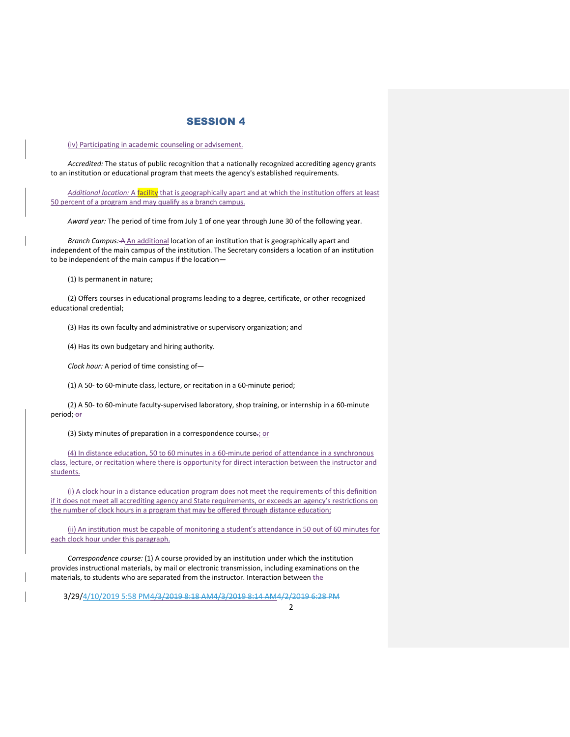# SESSION 4

(iv) Participating in academic counseling or advisement.

*Accredited:* The status of public recognition that a nationally recognized accrediting agency grants to an institution or educational program that meets the agency's established requirements.

*Additional location:* A facility that is geographically apart and at which the institution offers at least 50 percent of a program and may qualify as a branch campus.

*Award year:* The period of time from July 1 of one year through June 30 of the following year.

*Branch Campus:* ~~A~~ An additional location of an institution that is geographically apart and independent of the main campus of the institution. The Secretary considers a location of an institution to be independent of the main campus if the location—

(1) Is permanent in nature;

(2) Offers courses in educational programs leading to a degree, certificate, or other recognized educational credential;

(3) Has its own faculty and administrative or supervisory organization; and

(4) Has its own budgetary and hiring authority.

*Clock hour:* A period of time consisting of—

(1) A 50- to 60-minute class, lecture, or recitation in a 60-minute period;

(2) A 50- to 60-minute faculty-supervised laboratory, shop training, or internship in a 60-minute period; ~~or~~

(3) Sixty minutes of preparation in a correspondence course~~.~~; or

(4) In distance education, 50 to 60 minutes in a 60-minute period of attendance in a synchronous class, lecture, or recitation where there is opportunity for direct interaction between the instructor and students.

(i) A clock hour in a distance education program does not meet the requirements of this definition if it does not meet all accrediting agency and State requirements, or exceeds an agency's restrictions on the number of clock hours in a program that may be offered through distance education;

(ii) An institution must be capable of monitoring a student's attendance in 50 out of 60 minutes for each clock hour under this paragraph.

*Correspondence course:* (1) A course provided by an institution under which the institution provides instructional materials, by mail or electronic transmission, including examinations on the materials, to students who are separated from the instructor. Interaction between ~~the~~

3/29/4/10/2019 5:58 PM~~4/3/2019 8:18 AM4/3/2019 8:14 AM4/2/2019 6:28 PM~~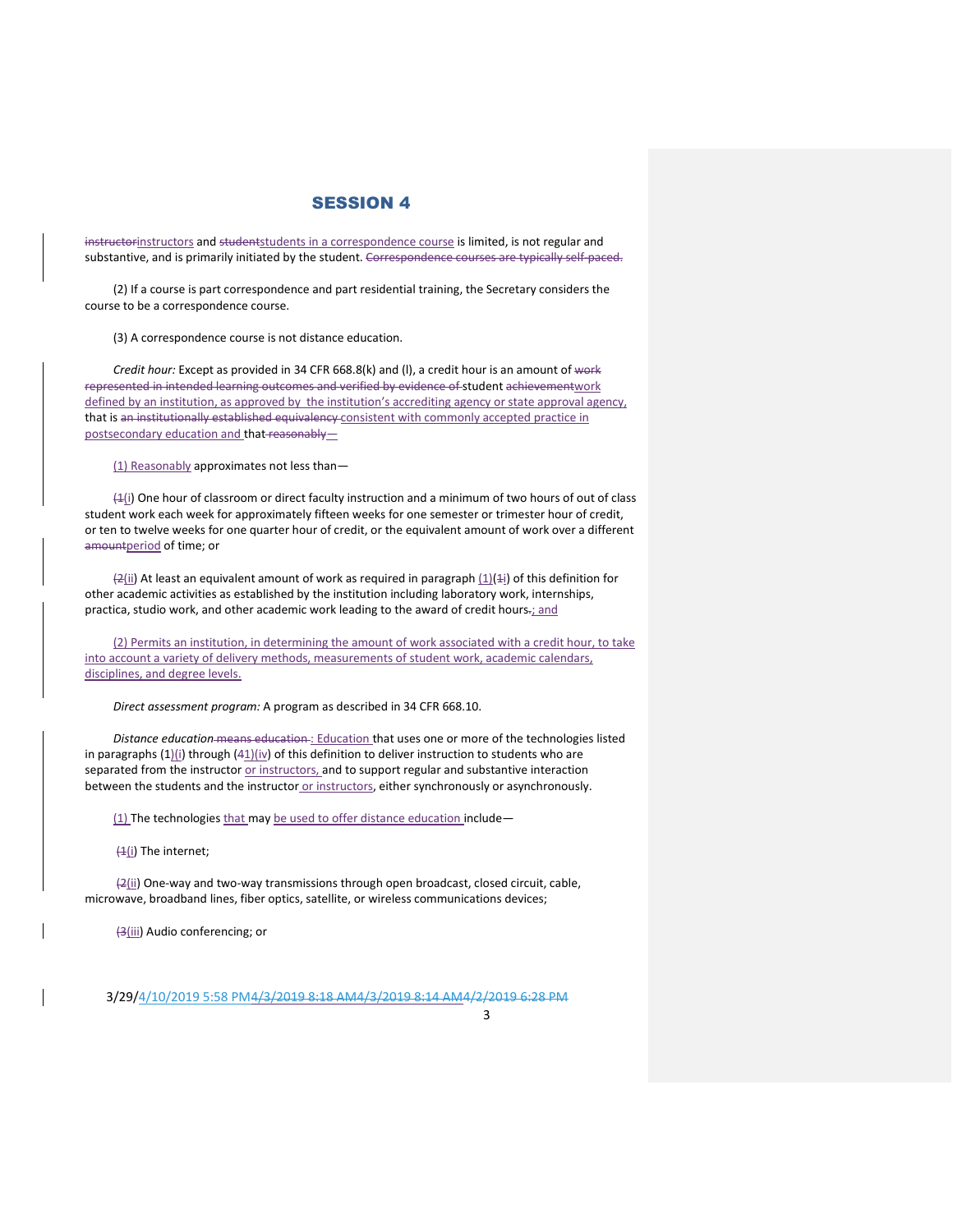~~instructor~~instructors and ~~student~~students in a correspondence course is limited, is not regular and substantive, and is primarily initiated by the student. ~~Correspondence courses are typically self-paced.~~

(2) If a course is part correspondence and part residential training, the Secretary considers the course to be a correspondence course.

(3) A correspondence course is not distance education.

*Credit hour:* Except as provided in 34 CFR 668.8(k) and (l), a credit hour is an amount of ~~work represented in intended learning outcomes and verified by evidence of~~ student ~~achievement~~work defined by an institution, as approved by the institution's accrediting agency or state approval agency, that is ~~an institutionally established equivalency~~ consistent with commonly accepted practice in postsecondary education and that ~~reasonably—~~

(1) Reasonably approximates not less than—

(~~1~~i) One hour of classroom or direct faculty instruction and a minimum of two hours of out of class student work each week for approximately fifteen weeks for one semester or trimester hour of credit, or ten to twelve weeks for one quarter hour of credit, or the equivalent amount of work over a different ~~amount~~period of time; or

(~~2~~ii) At least an equivalent amount of work as required in paragraph (1)(~~1~~i) of this definition for other academic activities as established by the institution including laboratory work, internships, practica, studio work, and other academic work leading to the award of credit hours~~.~~; and

(2) Permits an institution, in determining the amount of work associated with a credit hour, to take into account a variety of delivery methods, measurements of student work, academic calendars, disciplines, and degree levels.

*Direct assessment program:* A program as described in 34 CFR 668.10.

*Distance education* ~~means education~~ : Education that uses one or more of the technologies listed in paragraphs (1)(i) through (~~4~~1)(iv) of this definition to deliver instruction to students who are separated from the instructor or instructors, and to support regular and substantive interaction between the students and the instructor or instructors, either synchronously or asynchronously.

(1) The technologies that may be used to offer distance education include—

(~~1~~i) The internet;

(~~2~~ii) One-way and two-way transmissions through open broadcast, closed circuit, cable, microwave, broadband lines, fiber optics, satellite, or wireless communications devices;

(~~3~~iii) Audio conferencing; or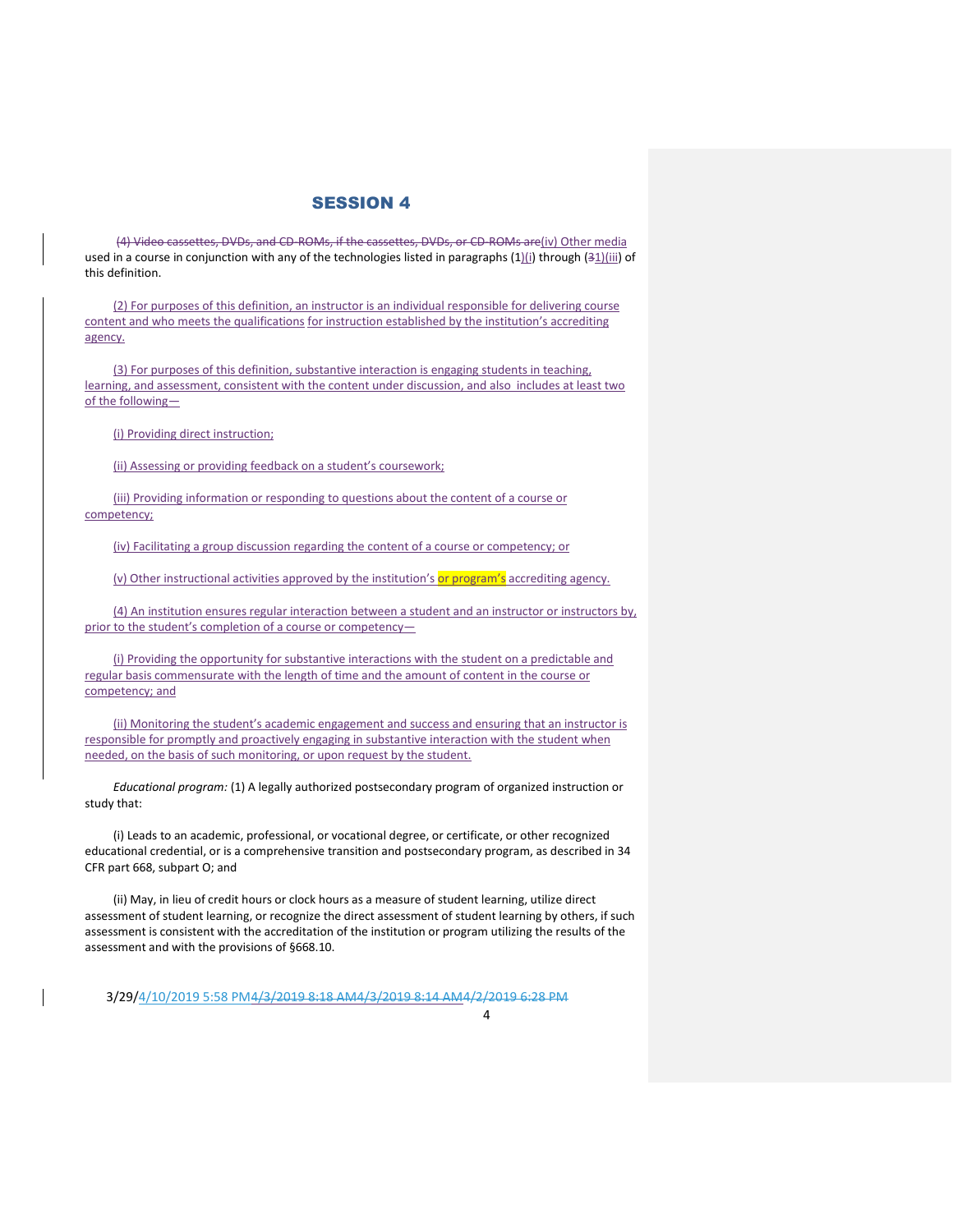# SESSION 4

~~(4) Video cassettes, DVDs, and CD-ROMs, if the cassettes, DVDs, or CD-ROMs are~~(iv) Other media used in a course in conjunction with any of the technologies listed in paragraphs (1)(i) through (~~3~~1)(iii) of this definition.

(2) For purposes of this definition, an instructor is an individual responsible for delivering course content and who meets the qualifications for instruction established by the institution's accrediting agency.

(3) For purposes of this definition, substantive interaction is engaging students in teaching, learning, and assessment, consistent with the content under discussion, and also includes at least two of the following—

(i) Providing direct instruction;

(ii) Assessing or providing feedback on a student's coursework;

(iii) Providing information or responding to questions about the content of a course or competency;

(iv) Facilitating a group discussion regarding the content of a course or competency; or

(v) Other instructional activities approved by the institution's or program's accrediting agency.

(4) An institution ensures regular interaction between a student and an instructor or instructors by, prior to the student's completion of a course or competency—

(i) Providing the opportunity for substantive interactions with the student on a predictable and regular basis commensurate with the length of time and the amount of content in the course or competency; and

(ii) Monitoring the student's academic engagement and success and ensuring that an instructor is responsible for promptly and proactively engaging in substantive interaction with the student when needed, on the basis of such monitoring, or upon request by the student.

*Educational program:* (1) A legally authorized postsecondary program of organized instruction or study that:

(i) Leads to an academic, professional, or vocational degree, or certificate, or other recognized educational credential, or is a comprehensive transition and postsecondary program, as described in 34 CFR part 668, subpart O; and

(ii) May, in lieu of credit hours or clock hours as a measure of student learning, utilize direct assessment of student learning, or recognize the direct assessment of student learning by others, if such assessment is consistent with the accreditation of the institution or program utilizing the results of the assessment and with the provisions of §668.10.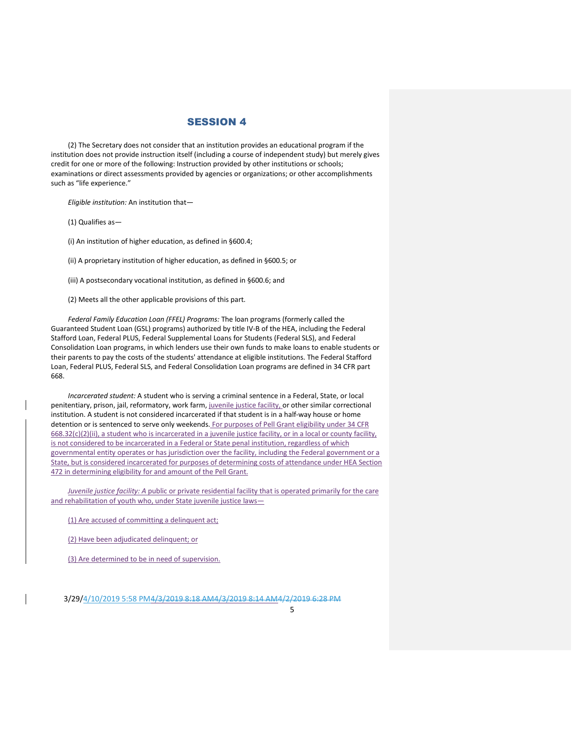## SESSION 4

(2) The Secretary does not consider that an institution provides an educational program if the institution does not provide instruction itself (including a course of independent study) but merely gives credit for one or more of the following: Instruction provided by other institutions or schools; examinations or direct assessments provided by agencies or organizations; or other accomplishments such as "life experience."

*Eligible institution:* An institution that—

(1) Qualifies as—

(i) An institution of higher education, as defined in §600.4;

(ii) A proprietary institution of higher education, as defined in §600.5; or

(iii) A postsecondary vocational institution, as defined in §600.6; and

(2) Meets all the other applicable provisions of this part.

*Federal Family Education Loan (FFEL) Programs:* The loan programs (formerly called the Guaranteed Student Loan (GSL) programs) authorized by title IV-B of the HEA, including the Federal Stafford Loan, Federal PLUS, Federal Supplemental Loans for Students (Federal SLS), and Federal Consolidation Loan programs, in which lenders use their own funds to make loans to enable students or their parents to pay the costs of the students' attendance at eligible institutions. The Federal Stafford Loan, Federal PLUS, Federal SLS, and Federal Consolidation Loan programs are defined in 34 CFR part 668.

*Incarcerated student:* A student who is serving a criminal sentence in a Federal, State, or local penitentiary, prison, jail, reformatory, work farm, juvenile justice facility, or other similar correctional institution. A student is not considered incarcerated if that student is in a half-way house or home detention or is sentenced to serve only weekends. For purposes of Pell Grant eligibility under 34 CFR 668.32(c)(2)(ii), a student who is incarcerated in a juvenile justice facility, or in a local or county facility, is not considered to be incarcerated in a Federal or State penal institution, regardless of which governmental entity operates or has jurisdiction over the facility, including the Federal government or a State, but is considered incarcerated for purposes of determining costs of attendance under HEA Section 472 in determining eligibility for and amount of the Pell Grant.

*Juvenile justice facility:* A public or private residential facility that is operated primarily for the care and rehabilitation of youth who, under State juvenile justice laws—

(1) Are accused of committing a delinquent act;

(2) Have been adjudicated delinquent; or

(3) Are determined to be in need of supervision.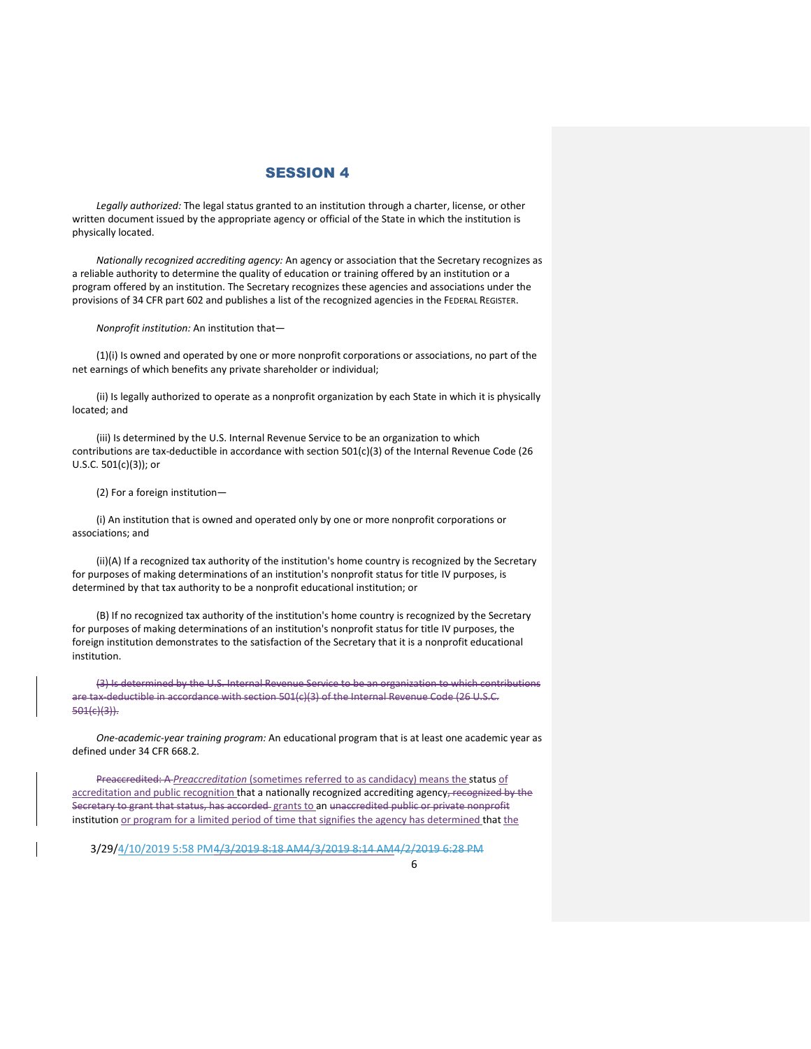# SESSION 4

*Legally authorized:* The legal status granted to an institution through a charter, license, or other written document issued by the appropriate agency or official of the State in which the institution is physically located.

*Nationally recognized accrediting agency:* An agency or association that the Secretary recognizes as a reliable authority to determine the quality of education or training offered by an institution or a program offered by an institution. The Secretary recognizes these agencies and associations under the provisions of 34 CFR part 602 and publishes a list of the recognized agencies in the FEDERAL REGISTER.

*Nonprofit institution:* An institution that—

(1)(i) Is owned and operated by one or more nonprofit corporations or associations, no part of the net earnings of which benefits any private shareholder or individual;

(ii) Is legally authorized to operate as a nonprofit organization by each State in which it is physically located; and

(iii) Is determined by the U.S. Internal Revenue Service to be an organization to which contributions are tax-deductible in accordance with section 501(c)(3) of the Internal Revenue Code (26 U.S.C. 501(c)(3)); or

(2) For a foreign institution—

(i) An institution that is owned and operated only by one or more nonprofit corporations or associations; and

(ii)(A) If a recognized tax authority of the institution's home country is recognized by the Secretary for purposes of making determinations of an institution's nonprofit status for title IV purposes, is determined by that tax authority to be a nonprofit educational institution; or

(B) If no recognized tax authority of the institution's home country is recognized by the Secretary for purposes of making determinations of an institution's nonprofit status for title IV purposes, the foreign institution demonstrates to the satisfaction of the Secretary that it is a nonprofit educational institution.

~~(3) Is determined by the U.S. Internal Revenue Service to be an organization to which contributions are tax-deductible in accordance with section 501(c)(3) of the Internal Revenue Code (26 U.S.C. 501(c)(3)).~~

*One-academic-year training program:* An educational program that is at least one academic year as defined under 34 CFR 668.2.

~~Preaccredited: A~~ *Preaccreditation* (sometimes referred to as candidacy) means the status of accreditation and public recognition that a nationally recognized accrediting agency~~, recognized by the Secretary to grant that status, has accorded~~ grants to an ~~unaccredited public or private nonprofit~~ institution or program for a limited period of time that signifies the agency has determined that the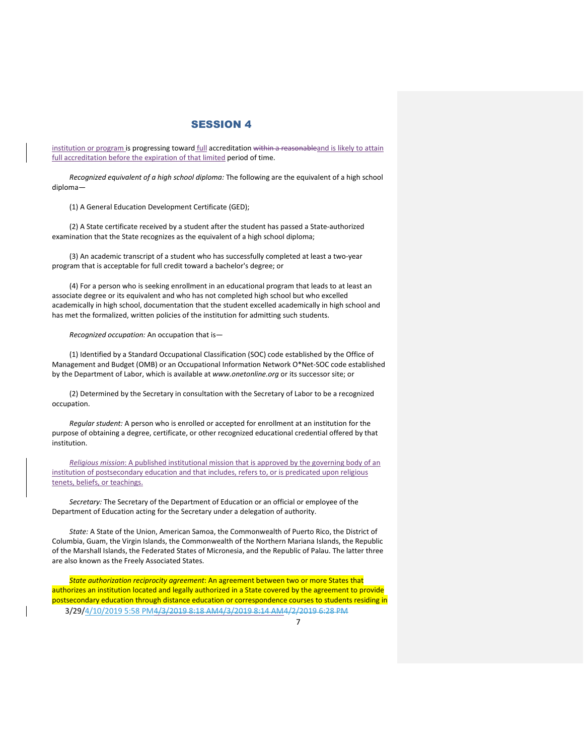# SESSION 4

institution or program is progressing toward full accreditation ~~within a reasonable~~and is likely to attain full accreditation before the expiration of that limited period of time.

*Recognized equivalent of a high school diploma:* The following are the equivalent of a high school diploma—

(1) A General Education Development Certificate (GED);

(2) A State certificate received by a student after the student has passed a State-authorized examination that the State recognizes as the equivalent of a high school diploma;

(3) An academic transcript of a student who has successfully completed at least a two-year program that is acceptable for full credit toward a bachelor's degree; or

(4) For a person who is seeking enrollment in an educational program that leads to at least an associate degree or its equivalent and who has not completed high school but who excelled academically in high school, documentation that the student excelled academically in high school and has met the formalized, written policies of the institution for admitting such students.

*Recognized occupation:* An occupation that is—

(1) Identified by a Standard Occupational Classification (SOC) code established by the Office of Management and Budget (OMB) or an Occupational Information Network O*Net-SOC code established by the Department of Labor, which is available at *www.onetonline.org* or its successor site; or

(2) Determined by the Secretary in consultation with the Secretary of Labor to be a recognized occupation.

*Regular student:* A person who is enrolled or accepted for enrollment at an institution for the purpose of obtaining a degree, certificate, or other recognized educational credential offered by that institution.

*Religious mission*: A published institutional mission that is approved by the governing body of an institution of postsecondary education and that includes, refers to, or is predicated upon religious tenets, beliefs, or teachings.

*Secretary:* The Secretary of the Department of Education or an official or employee of the Department of Education acting for the Secretary under a delegation of authority.

*State:* A State of the Union, American Samoa, the Commonwealth of Puerto Rico, the District of Columbia, Guam, the Virgin Islands, the Commonwealth of the Northern Mariana Islands, the Republic of the Marshall Islands, the Federated States of Micronesia, and the Republic of Palau. The latter three are also known as the Freely Associated States.

*State authorization reciprocity agreement*: An agreement between two or more States that authorizes an institution located and legally authorized in a State covered by the agreement to provide postsecondary education through distance education or correspondence courses to students residing in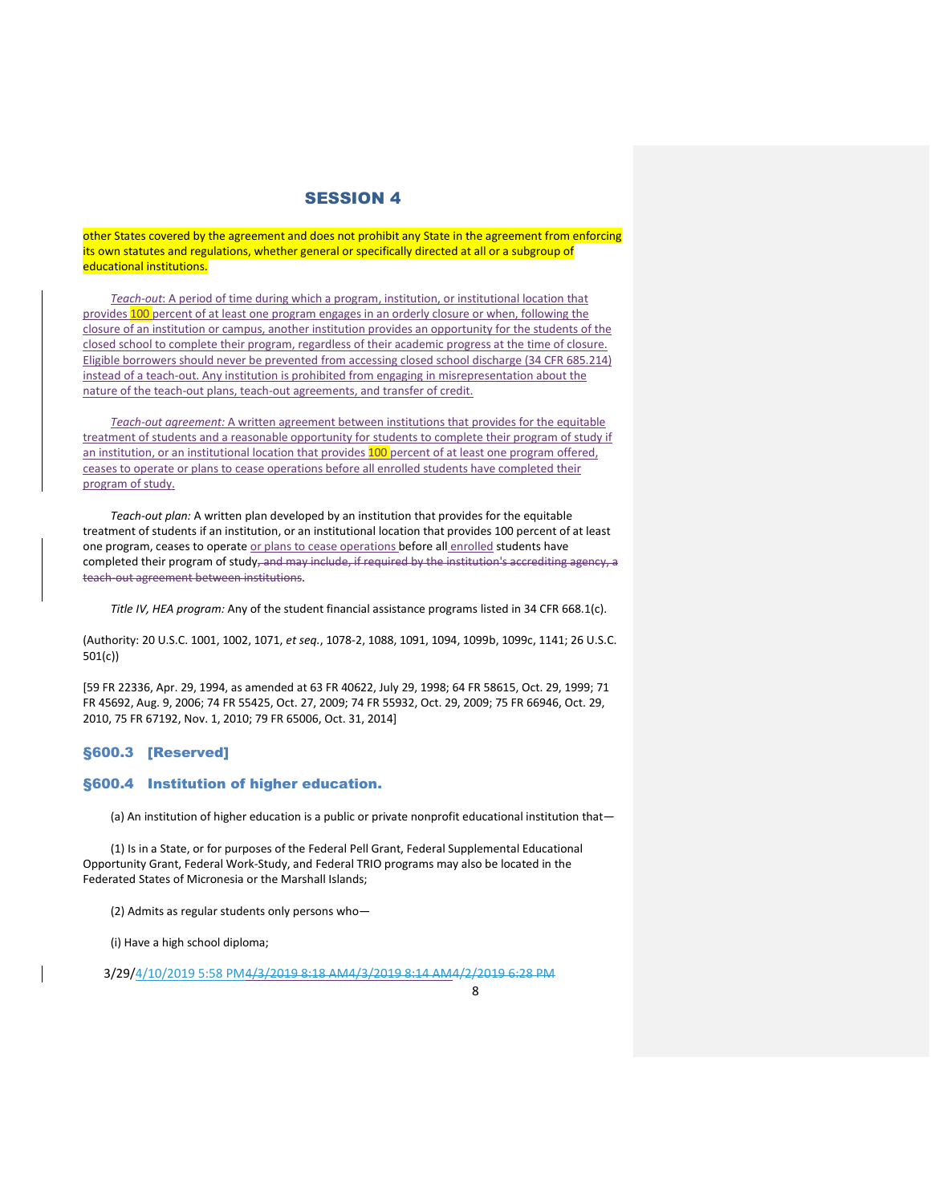other States covered by the agreement and does not prohibit any State in the agreement from enforcing its own statutes and regulations, whether general or specifically directed at all or a subgroup of educational institutions.

*Teach-out*: A period of time during which a program, institution, or institutional location that provides 100 percent of at least one program engages in an orderly closure or when, following the closure of an institution or campus, another institution provides an opportunity for the students of the closed school to complete their program, regardless of their academic progress at the time of closure. Eligible borrowers should never be prevented from accessing closed school discharge (34 CFR 685.214) instead of a teach-out. Any institution is prohibited from engaging in misrepresentation about the nature of the teach-out plans, teach-out agreements, and transfer of credit.

*Teach-out agreement:* A written agreement between institutions that provides for the equitable treatment of students and a reasonable opportunity for students to complete their program of study if an institution, or an institutional location that provides 100 percent of at least one program offered, ceases to operate or plans to cease operations before all enrolled students have completed their program of study.

*Teach-out plan:* A written plan developed by an institution that provides for the equitable treatment of students if an institution, or an institutional location that provides 100 percent of at least one program, ceases to operate or plans to cease operations before all enrolled students have completed their program of study~~, and may include, if required by the institution's accrediting agency, a teach-out agreement between institutions~~.

*Title IV, HEA program:* Any of the student financial assistance programs listed in 34 CFR 668.1(c).

(Authority: 20 U.S.C. 1001, 1002, 1071, *et seq.*, 1078-2, 1088, 1091, 1094, 1099b, 1099c, 1141; 26 U.S.C. 501(c))

[59 FR 22336, Apr. 29, 1994, as amended at 63 FR 40622, July 29, 1998; 64 FR 58615, Oct. 29, 1999; 71 FR 45692, Aug. 9, 2006; 74 FR 55425, Oct. 27, 2009; 74 FR 55932, Oct. 29, 2009; 75 FR 66946, Oct. 29, 2010, 75 FR 67192, Nov. 1, 2010; 79 FR 65006, Oct. 31, 2014]

## §600.3 [Reserved]

## §600.4 Institution of higher education.

(a) An institution of higher education is a public or private nonprofit educational institution that—

(1) Is in a State, or for purposes of the Federal Pell Grant, Federal Supplemental Educational Opportunity Grant, Federal Work-Study, and Federal TRIO programs may also be located in the Federated States of Micronesia or the Marshall Islands;

(2) Admits as regular students only persons who—

(i) Have a high school diploma;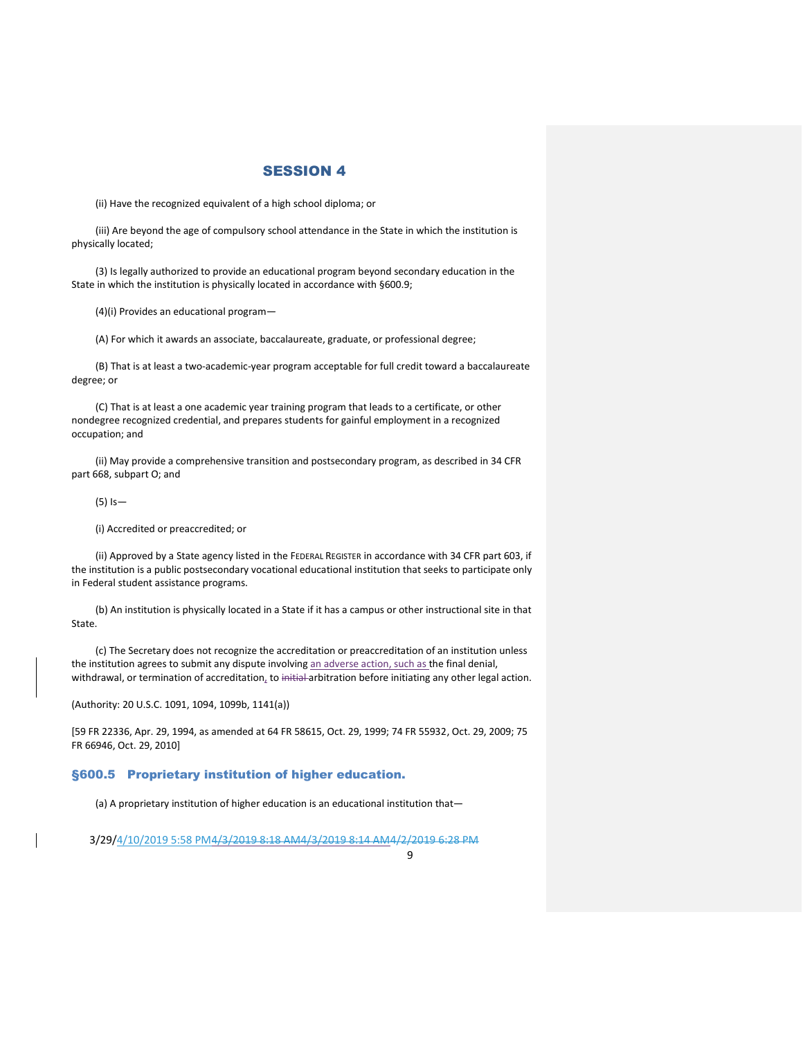## SESSION 4

(ii) Have the recognized equivalent of a high school diploma; or

(iii) Are beyond the age of compulsory school attendance in the State in which the institution is physically located;

(3) Is legally authorized to provide an educational program beyond secondary education in the State in which the institution is physically located in accordance with §600.9;

(4)(i) Provides an educational program—

(A) For which it awards an associate, baccalaureate, graduate, or professional degree;

(B) That is at least a two-academic-year program acceptable for full credit toward a baccalaureate degree; or

(C) That is at least a one academic year training program that leads to a certificate, or other nondegree recognized credential, and prepares students for gainful employment in a recognized occupation; and

(ii) May provide a comprehensive transition and postsecondary program, as described in 34 CFR part 668, subpart O; and

(5) Is—

(i) Accredited or preaccredited; or

(ii) Approved by a State agency listed in the FEDERAL REGISTER in accordance with 34 CFR part 603, if the institution is a public postsecondary vocational educational institution that seeks to participate only in Federal student assistance programs.

(b) An institution is physically located in a State if it has a campus or other instructional site in that State.

(c) The Secretary does not recognize the accreditation or preaccreditation of an institution unless the institution agrees to submit any dispute involving an adverse action, such as the final denial, withdrawal, or termination of accreditation, to ~~initial~~ arbitration before initiating any other legal action.

(Authority: 20 U.S.C. 1091, 1094, 1099b, 1141(a))

[59 FR 22336, Apr. 29, 1994, as amended at 64 FR 58615, Oct. 29, 1999; 74 FR 55932, Oct. 29, 2009; 75 FR 66946, Oct. 29, 2010]

### §600.5 Proprietary institution of higher education.

(a) A proprietary institution of higher education is an educational institution that—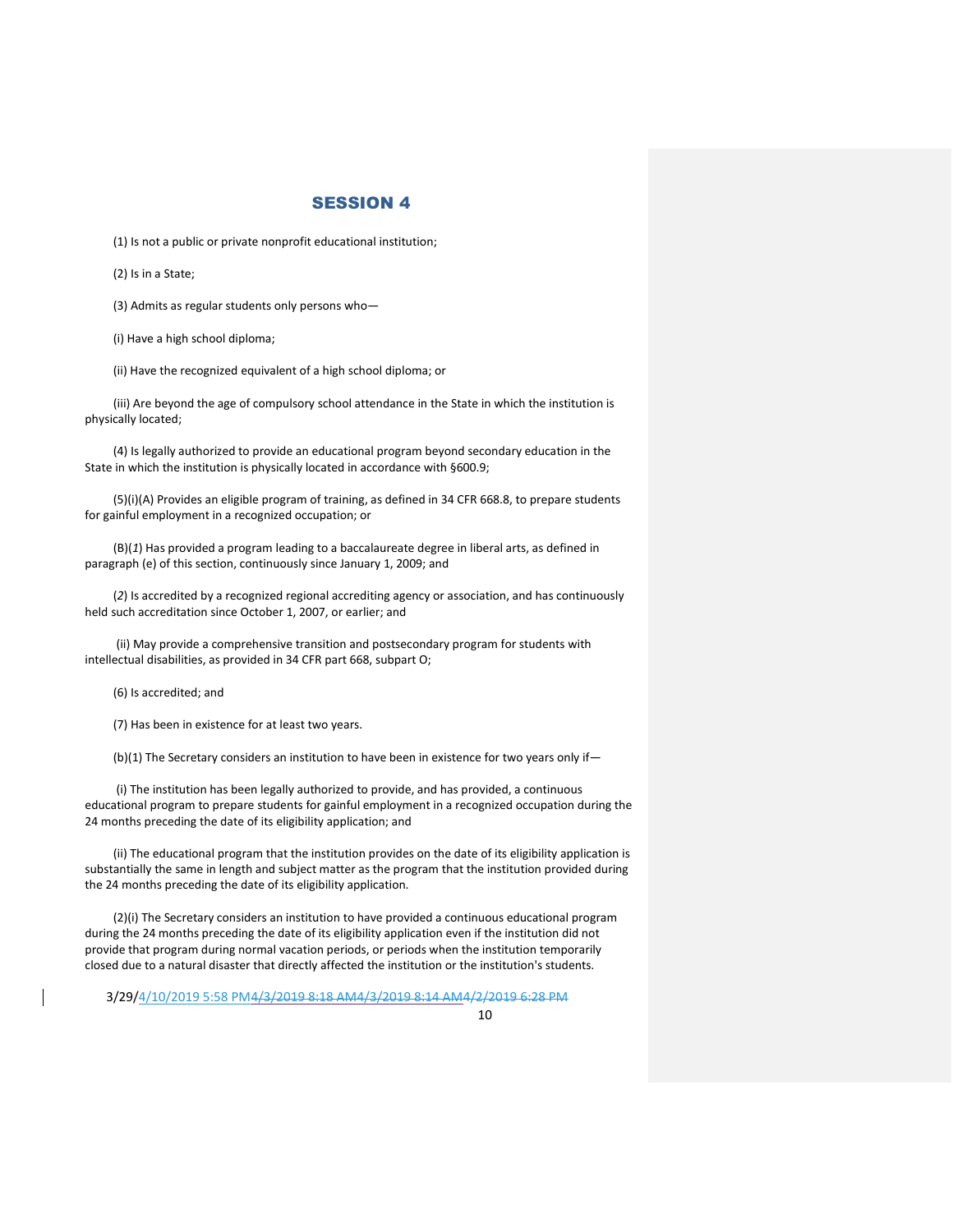## SESSION 4

(1) Is not a public or private nonprofit educational institution;

(2) Is in a State;

(3) Admits as regular students only persons who—

(i) Have a high school diploma;

(ii) Have the recognized equivalent of a high school diploma; or

(iii) Are beyond the age of compulsory school attendance in the State in which the institution is physically located;

(4) Is legally authorized to provide an educational program beyond secondary education in the State in which the institution is physically located in accordance with §600.9;

(5)(i)(A) Provides an eligible program of training, as defined in 34 CFR 668.8, to prepare students for gainful employment in a recognized occupation; or

(B)(*1*) Has provided a program leading to a baccalaureate degree in liberal arts, as defined in paragraph (e) of this section, continuously since January 1, 2009; and

(*2*) Is accredited by a recognized regional accrediting agency or association, and has continuously held such accreditation since October 1, 2007, or earlier; and

(ii) May provide a comprehensive transition and postsecondary program for students with intellectual disabilities, as provided in 34 CFR part 668, subpart O;

(6) Is accredited; and

(7) Has been in existence for at least two years.

(b)(1) The Secretary considers an institution to have been in existence for two years only if—

(i) The institution has been legally authorized to provide, and has provided, a continuous educational program to prepare students for gainful employment in a recognized occupation during the 24 months preceding the date of its eligibility application; and

(ii) The educational program that the institution provides on the date of its eligibility application is substantially the same in length and subject matter as the program that the institution provided during the 24 months preceding the date of its eligibility application.

(2)(i) The Secretary considers an institution to have provided a continuous educational program during the 24 months preceding the date of its eligibility application even if the institution did not provide that program during normal vacation periods, or periods when the institution temporarily closed due to a natural disaster that directly affected the institution or the institution's students.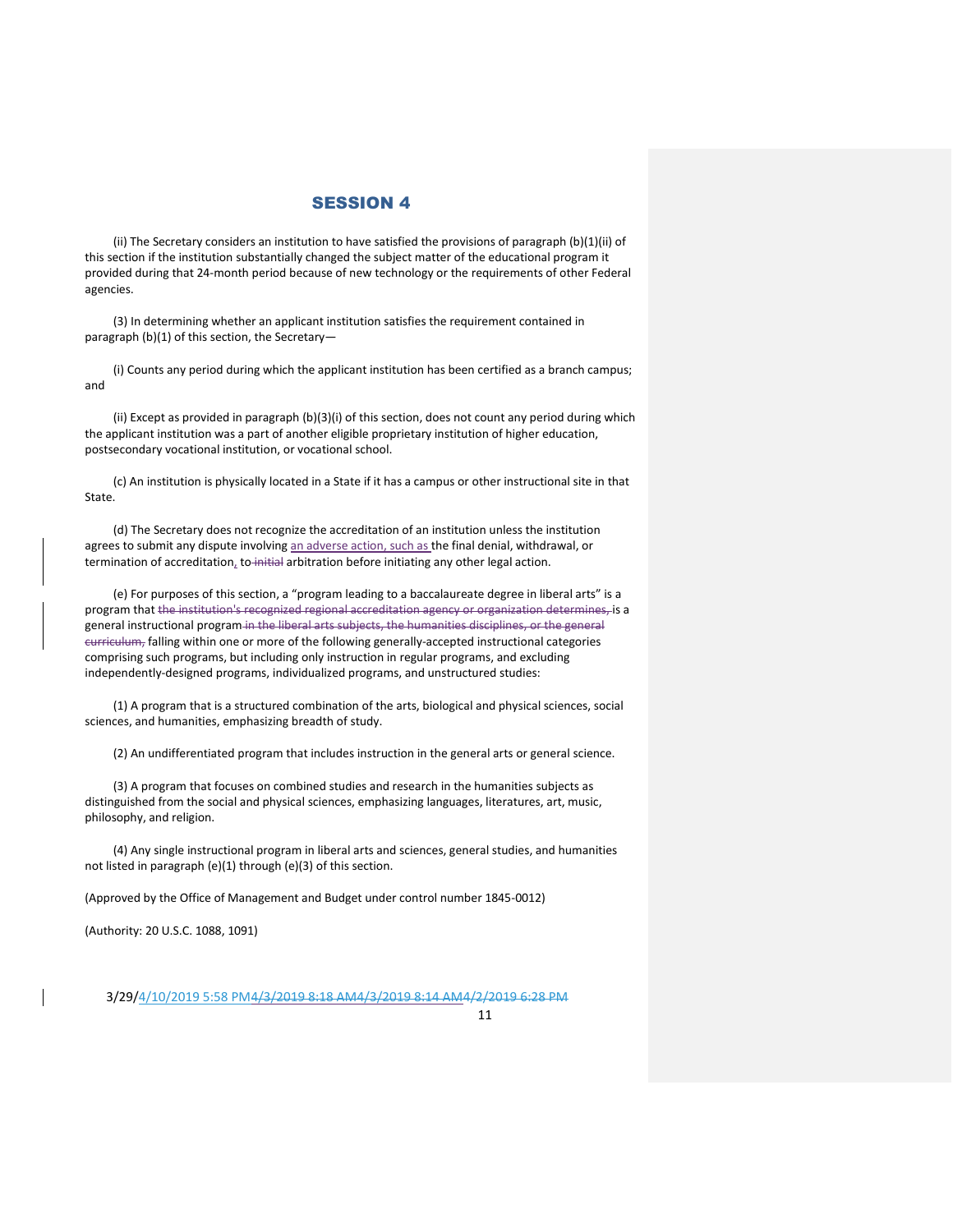## SESSION 4

(ii) The Secretary considers an institution to have satisfied the provisions of paragraph (b)(1)(ii) of this section if the institution substantially changed the subject matter of the educational program it provided during that 24-month period because of new technology or the requirements of other Federal agencies.

(3) In determining whether an applicant institution satisfies the requirement contained in paragraph (b)(1) of this section, the Secretary—

(i) Counts any period during which the applicant institution has been certified as a branch campus; and

(ii) Except as provided in paragraph (b)(3)(i) of this section, does not count any period during which the applicant institution was a part of another eligible proprietary institution of higher education, postsecondary vocational institution, or vocational school.

(c) An institution is physically located in a State if it has a campus or other instructional site in that State.

(d) The Secretary does not recognize the accreditation of an institution unless the institution agrees to submit any dispute involving an adverse action, such as the final denial, withdrawal, or termination of accreditation, to ~~initial~~ arbitration before initiating any other legal action.

(e) For purposes of this section, a "program leading to a baccalaureate degree in liberal arts" is a program that ~~the institution's recognized regional accreditation agency or organization determines,~~ is a general instructional program ~~in the liberal arts subjects, the humanities disciplines, or the general curriculum,~~ falling within one or more of the following generally-accepted instructional categories comprising such programs, but including only instruction in regular programs, and excluding independently-designed programs, individualized programs, and unstructured studies:

(1) A program that is a structured combination of the arts, biological and physical sciences, social sciences, and humanities, emphasizing breadth of study.

(2) An undifferentiated program that includes instruction in the general arts or general science.

(3) A program that focuses on combined studies and research in the humanities subjects as distinguished from the social and physical sciences, emphasizing languages, literatures, art, music, philosophy, and religion.

(4) Any single instructional program in liberal arts and sciences, general studies, and humanities not listed in paragraph (e)(1) through (e)(3) of this section.

(Approved by the Office of Management and Budget under control number 1845-0012)

(Authority: 20 U.S.C. 1088, 1091)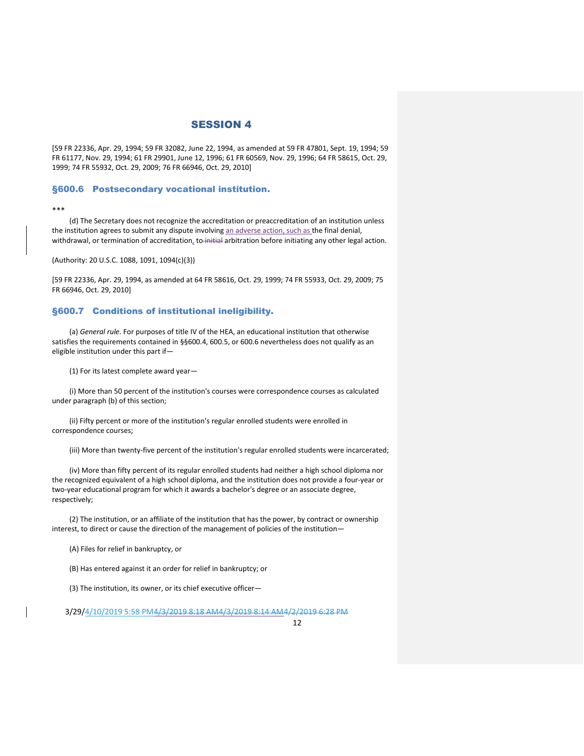## SESSION 4

[59 FR 22336, Apr. 29, 1994; 59 FR 32082, June 22, 1994, as amended at 59 FR 47801, Sept. 19, 1994; 59 FR 61177, Nov. 29, 1994; 61 FR 29901, June 12, 1996; 61 FR 60569, Nov. 29, 1996; 64 FR 58615, Oct. 29, 1999; 74 FR 55932, Oct. 29, 2009; 76 FR 66946, Oct. 29, 2010]

### §600.6 Postsecondary vocational institution.

***

(d) The Secretary does not recognize the accreditation or preaccreditation of an institution unless the institution agrees to submit any dispute involving an adverse action, such as the final denial, withdrawal, or termination of accreditation, to ~~initial~~ arbitration before initiating any other legal action.

(Authority: 20 U.S.C. 1088, 1091, 1094(c)(3))

[59 FR 22336, Apr. 29, 1994, as amended at 64 FR 58616, Oct. 29, 1999; 74 FR 55933, Oct. 29, 2009; 75 FR 66946, Oct. 29, 2010]

### §600.7 Conditions of institutional ineligibility.

(a) *General rule.* For purposes of title IV of the HEA, an educational institution that otherwise satisfies the requirements contained in §§600.4, 600.5, or 600.6 nevertheless does not qualify as an eligible institution under this part if—

(1) For its latest complete award year—

(i) More than 50 percent of the institution's courses were correspondence courses as calculated under paragraph (b) of this section;

(ii) Fifty percent or more of the institution's regular enrolled students were enrolled in correspondence courses;

(iii) More than twenty-five percent of the institution's regular enrolled students were incarcerated;

(iv) More than fifty percent of its regular enrolled students had neither a high school diploma nor the recognized equivalent of a high school diploma, and the institution does not provide a four-year or two-year educational program for which it awards a bachelor's degree or an associate degree, respectively;

(2) The institution, or an affiliate of the institution that has the power, by contract or ownership interest, to direct or cause the direction of the management of policies of the institution—

(A) Files for relief in bankruptcy, or

(B) Has entered against it an order for relief in bankruptcy; or

(3) The institution, its owner, or its chief executive officer—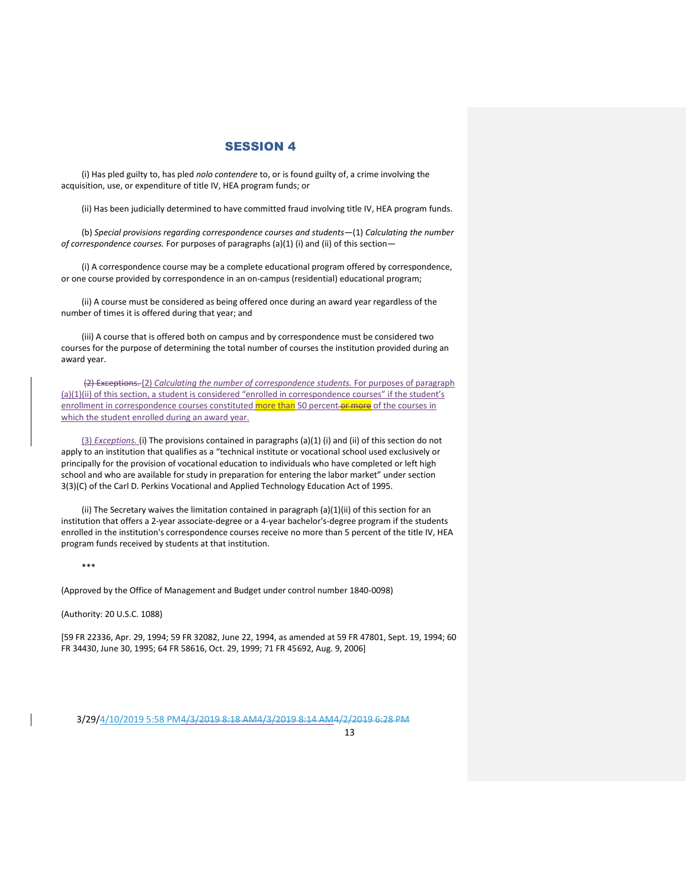## SESSION 4

(i) Has pled guilty to, has pled *nolo contendere* to, or is found guilty of, a crime involving the acquisition, use, or expenditure of title IV, HEA program funds; or

(ii) Has been judicially determined to have committed fraud involving title IV, HEA program funds.

(b) *Special provisions regarding correspondence courses and students*—(1) *Calculating the number of correspondence courses.* For purposes of paragraphs (a)(1) (i) and (ii) of this section—

(i) A correspondence course may be a complete educational program offered by correspondence, or one course provided by correspondence in an on-campus (residential) educational program;

(ii) A course must be considered as being offered once during an award year regardless of the number of times it is offered during that year; and

(iii) A course that is offered both on campus and by correspondence must be considered two courses for the purpose of determining the total number of courses the institution provided during an award year.

~~(2) Exceptions.~~ (2) *Calculating the number of correspondence students.* For purposes of paragraph (a)(1)(ii) of this section, a student is considered "enrolled in correspondence courses" if the student's enrollment in correspondence courses constituted more than 50 percent ~~or more~~ of the courses in which the student enrolled during an award year.

(3) *Exceptions.* (i) The provisions contained in paragraphs (a)(1) (i) and (ii) of this section do not apply to an institution that qualifies as a "technical institute or vocational school used exclusively or principally for the provision of vocational education to individuals who have completed or left high school and who are available for study in preparation for entering the labor market" under section 3(3)(C) of the Carl D. Perkins Vocational and Applied Technology Education Act of 1995.

(ii) The Secretary waives the limitation contained in paragraph (a)(1)(ii) of this section for an institution that offers a 2-year associate-degree or a 4-year bachelor's-degree program if the students enrolled in the institution's correspondence courses receive no more than 5 percent of the title IV, HEA program funds received by students at that institution.

***

(Approved by the Office of Management and Budget under control number 1840-0098)

(Authority: 20 U.S.C. 1088)

[59 FR 22336, Apr. 29, 1994; 59 FR 32082, June 22, 1994, as amended at 59 FR 47801, Sept. 19, 1994; 60 FR 34430, June 30, 1995; 64 FR 58616, Oct. 29, 1999; 71 FR 45692, Aug. 9, 2006]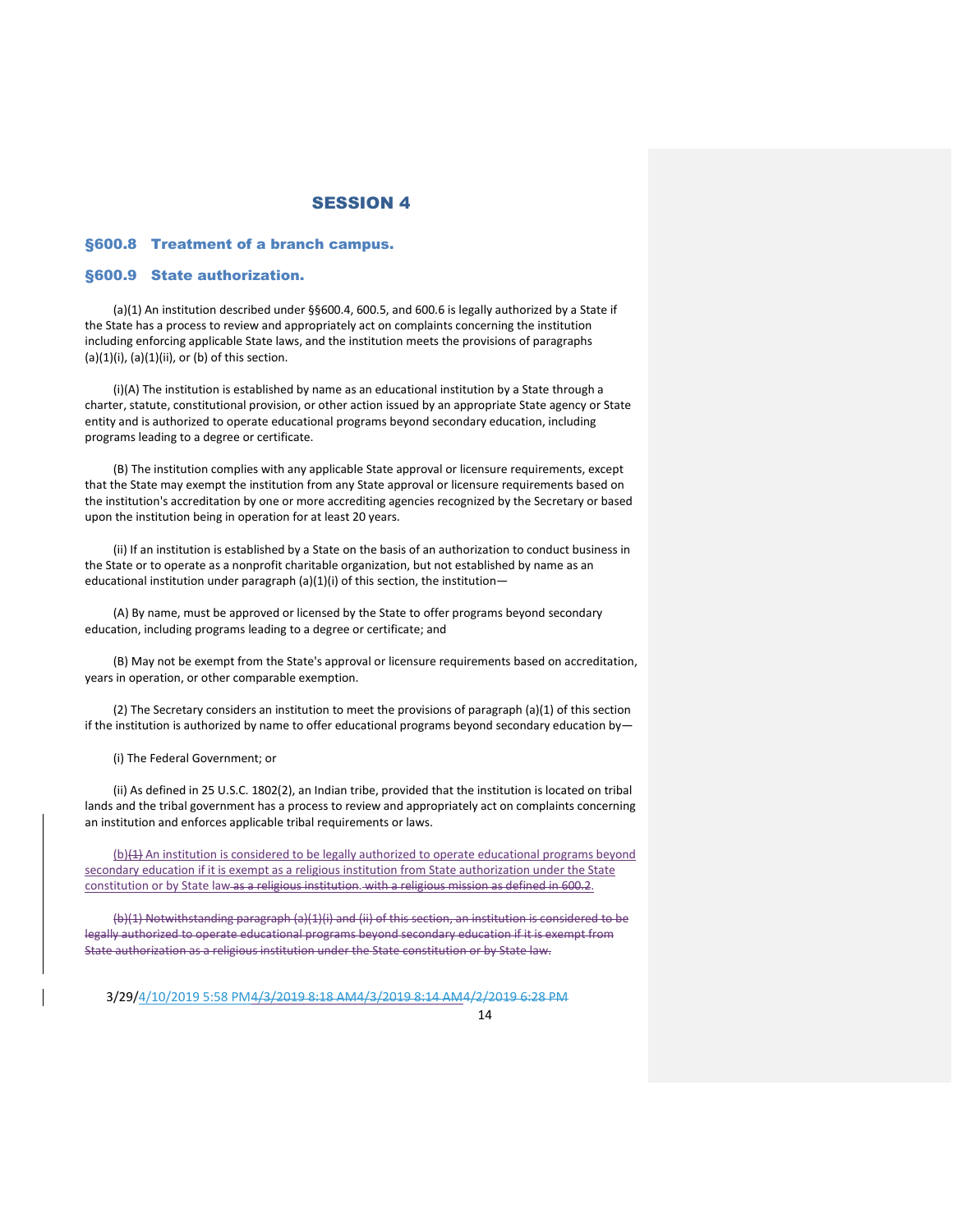# SESSION 4

## §600.8 Treatment of a branch campus.

## §600.9 State authorization.

(a)(1) An institution described under §§600.4, 600.5, and 600.6 is legally authorized by a State if the State has a process to review and appropriately act on complaints concerning the institution including enforcing applicable State laws, and the institution meets the provisions of paragraphs (a)(1)(i), (a)(1)(ii), or (b) of this section.

(i)(A) The institution is established by name as an educational institution by a State through a charter, statute, constitutional provision, or other action issued by an appropriate State agency or State entity and is authorized to operate educational programs beyond secondary education, including programs leading to a degree or certificate.

(B) The institution complies with any applicable State approval or licensure requirements, except that the State may exempt the institution from any State approval or licensure requirements based on the institution's accreditation by one or more accrediting agencies recognized by the Secretary or based upon the institution being in operation for at least 20 years.

(ii) If an institution is established by a State on the basis of an authorization to conduct business in the State or to operate as a nonprofit charitable organization, but not established by name as an educational institution under paragraph (a)(1)(i) of this section, the institution—

(A) By name, must be approved or licensed by the State to offer programs beyond secondary education, including programs leading to a degree or certificate; and

(B) May not be exempt from the State's approval or licensure requirements based on accreditation, years in operation, or other comparable exemption.

(2) The Secretary considers an institution to meet the provisions of paragraph (a)(1) of this section if the institution is authorized by name to offer educational programs beyond secondary education by—

(i) The Federal Government; or

(ii) As defined in 25 U.S.C. 1802(2), an Indian tribe, provided that the institution is located on tribal lands and the tribal government has a process to review and appropriately act on complaints concerning an institution and enforces applicable tribal requirements or laws.

(b)~~(1)~~ An institution is considered to be legally authorized to operate educational programs beyond secondary education if it is exempt as a religious institution from State authorization under the State constitution or by State law ~~as a religious institution. with a religious mission as defined in 600.2.~~

~~(b)(1) Notwithstanding paragraph (a)(1)(i) and (ii) of this section, an institution is considered to be legally authorized to operate educational programs beyond secondary education if it is exempt from State authorization as a religious institution under the State constitution or by State law.~~

3/29/4/10/2019 5:58 PM~~4/3/2019 8:18 AM4/3/2019 8:14 AM4/2/2019 6:28 PM~~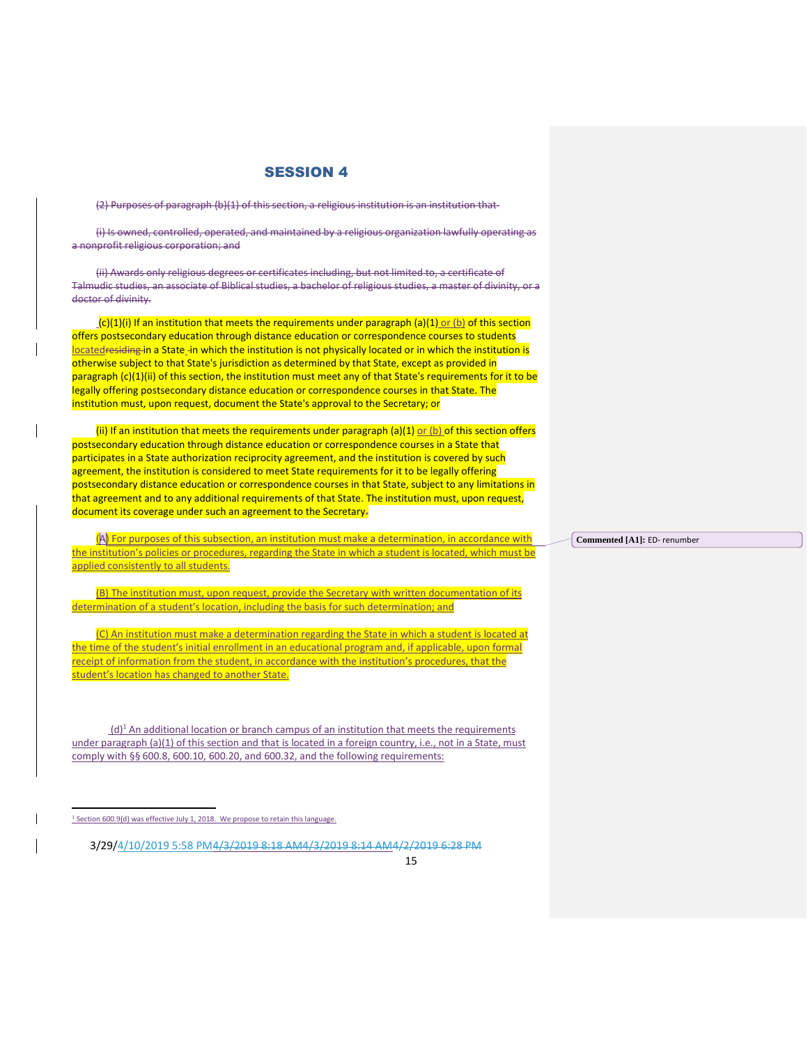## SESSION 4

~~(2) Purposes of paragraph (b)(1) of this section, a religious institution is an institution that~~

~~(i) Is owned, controlled, operated, and maintained by a religious organization lawfully operating as a nonprofit religious corporation; and~~

~~(ii) Awards only religious degrees or certificates including, but not limited to, a certificate of Talmudic studies, an associate of Biblical studies, a bachelor of religious studies, a master of divinity, or a doctor of divinity.~~

(c)(1)(i) If an institution that meets the requirements under paragraph (a)(1) or (b) of this section offers postsecondary education through distance education or correspondence courses to students located~~residing~~ in a State in which the institution is not physically located or in which the institution is otherwise subject to that State's jurisdiction as determined by that State, except as provided in paragraph (c)(1)(ii) of this section, the institution must meet any of that State's requirements for it to be legally offering postsecondary distance education or correspondence courses in that State. The institution must, upon request, document the State's approval to the Secretary; or

(ii) If an institution that meets the requirements under paragraph (a)(1) or (b) of this section offers postsecondary education through distance education or correspondence courses in a State that participates in a State authorization reciprocity agreement, and the institution is covered by such agreement, the institution is considered to meet State requirements for it to be legally offering postsecondary distance education or correspondence courses in that State, subject to any limitations in that agreement and to any additional requirements of that State. The institution must, upon request, document its coverage under such an agreement to the Secretary~~.~~

(A) For purposes of this subsection, an institution must make a determination, in accordance with the institution's policies or procedures, regarding the State in which a student is located, which must be applied consistently to all students.

**Commented [A1]:** ED- renumber

(B) The institution must, upon request, provide the Secretary with written documentation of its determination of a student's location, including the basis for such determination; and

(C) An institution must make a determination regarding the State in which a student is located at the time of the student's initial enrollment in an educational program and, if applicable, upon formal receipt of information from the student, in accordance with the institution's procedures, that the student's location has changed to another State.

(d)[1] An additional location or branch campus of an institution that meets the requirements under paragraph (a)(1) of this section and that is located in a foreign country, i.e., not in a State, must comply with §§ 600.8, 600.10, 600.20, and 600.32, and the following requirements:

[1] Section 600.9(d) was effective July 1, 2018. We propose to retain this language.

3/29/4/10/2019 5:58 PM~~4/3/2019 8:18 AM4/3/2019 8:14 AM4/2/2019 6:28 PM~~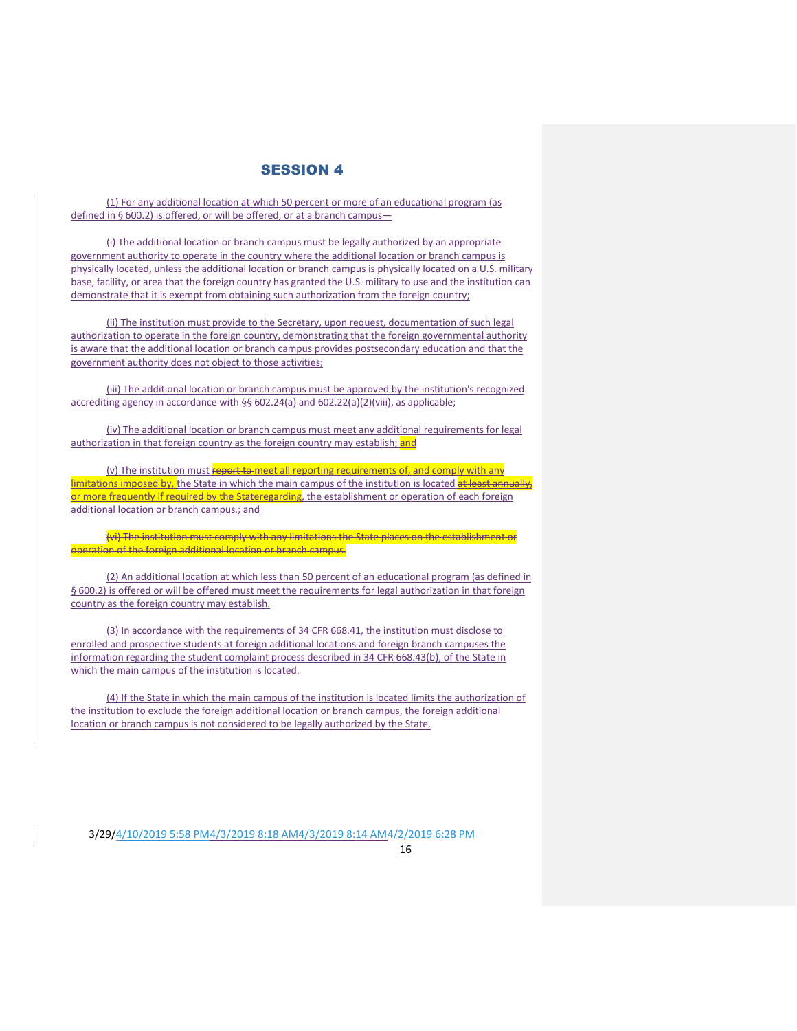## SESSION 4

(1) For any additional location at which 50 percent or more of an educational program (as defined in § 600.2) is offered, or will be offered, or at a branch campus—

(i) The additional location or branch campus must be legally authorized by an appropriate government authority to operate in the country where the additional location or branch campus is physically located, unless the additional location or branch campus is physically located on a U.S. military base, facility, or area that the foreign country has granted the U.S. military to use and the institution can demonstrate that it is exempt from obtaining such authorization from the foreign country;

(ii) The institution must provide to the Secretary, upon request, documentation of such legal authorization to operate in the foreign country, demonstrating that the foreign governmental authority is aware that the additional location or branch campus provides postsecondary education and that the government authority does not object to those activities;

(iii) The additional location or branch campus must be approved by the institution's recognized accrediting agency in accordance with §§ 602.24(a) and 602.22(a)(2)(viii), as applicable;

(iv) The additional location or branch campus must meet any additional requirements for legal authorization in that foreign country as the foreign country may establish; and

(v) The institution must ~~report to~~ meet all reporting requirements of, and comply with any limitations imposed by, the State in which the main campus of the institution is located ~~at least annually, or more frequently if required by the State~~regarding~~,~~ the establishment or operation of each foreign additional location or branch campus.~~; and~~

~~(vi) The institution must comply with any limitations the State places on the establishment or operation of the foreign additional location or branch campus.~~

(2) An additional location at which less than 50 percent of an educational program (as defined in § 600.2) is offered or will be offered must meet the requirements for legal authorization in that foreign country as the foreign country may establish.

(3) In accordance with the requirements of 34 CFR 668.41, the institution must disclose to enrolled and prospective students at foreign additional locations and foreign branch campuses the information regarding the student complaint process described in 34 CFR 668.43(b), of the State in which the main campus of the institution is located.

(4) If the State in which the main campus of the institution is located limits the authorization of the institution to exclude the foreign additional location or branch campus, the foreign additional location or branch campus is not considered to be legally authorized by the State.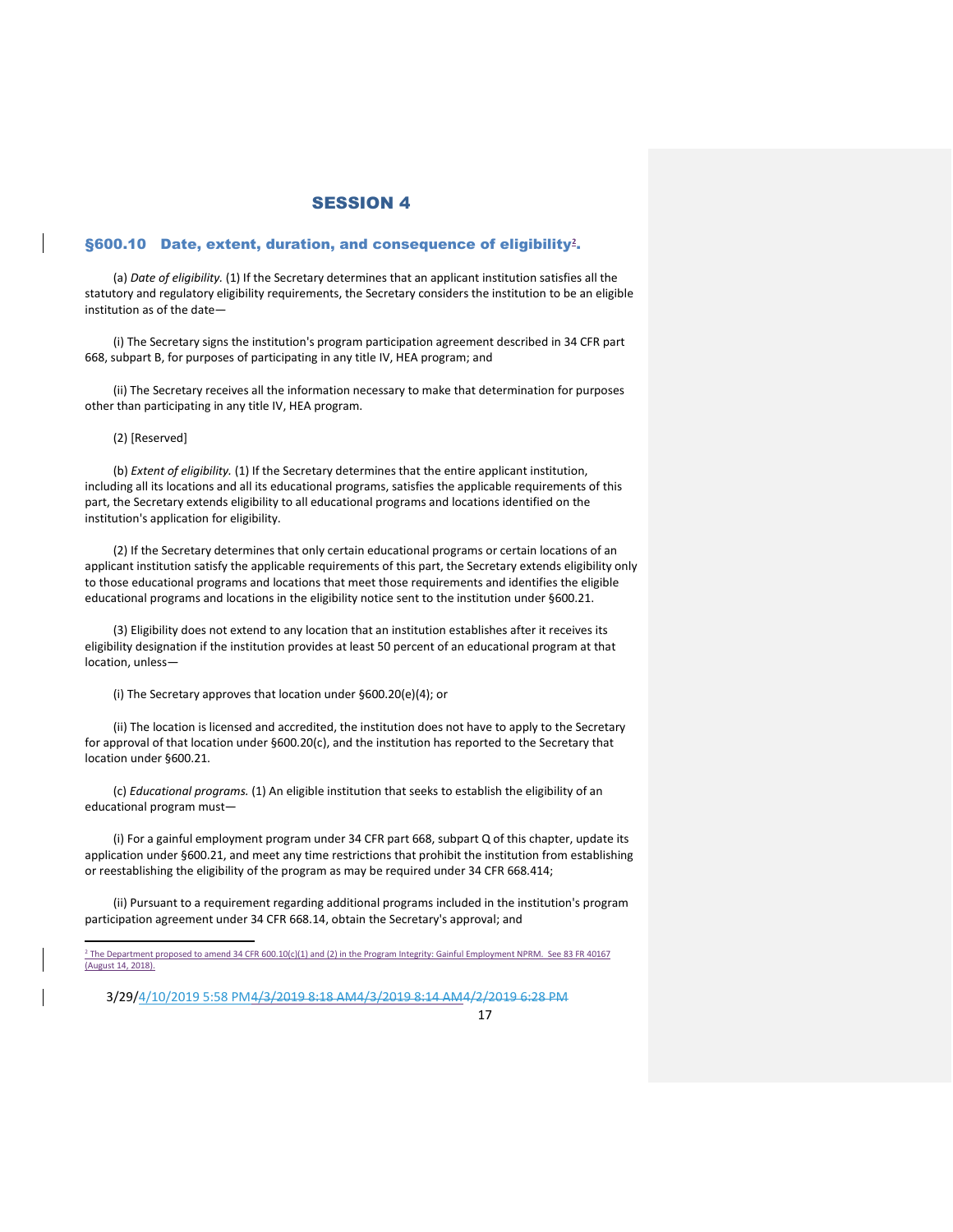# SESSION 4

## §600.10 Date, extent, duration, and consequence of eligibility[2].

(a) *Date of eligibility.* (1) If the Secretary determines that an applicant institution satisfies all the statutory and regulatory eligibility requirements, the Secretary considers the institution to be an eligible institution as of the date—

(i) The Secretary signs the institution's program participation agreement described in 34 CFR part 668, subpart B, for purposes of participating in any title IV, HEA program; and

(ii) The Secretary receives all the information necessary to make that determination for purposes other than participating in any title IV, HEA program.

(2) [Reserved]

(b) *Extent of eligibility.* (1) If the Secretary determines that the entire applicant institution, including all its locations and all its educational programs, satisfies the applicable requirements of this part, the Secretary extends eligibility to all educational programs and locations identified on the institution's application for eligibility.

(2) If the Secretary determines that only certain educational programs or certain locations of an applicant institution satisfy the applicable requirements of this part, the Secretary extends eligibility only to those educational programs and locations that meet those requirements and identifies the eligible educational programs and locations in the eligibility notice sent to the institution under §600.21.

(3) Eligibility does not extend to any location that an institution establishes after it receives its eligibility designation if the institution provides at least 50 percent of an educational program at that location, unless—

(i) The Secretary approves that location under §600.20(e)(4); or

(ii) The location is licensed and accredited, the institution does not have to apply to the Secretary for approval of that location under §600.20(c), and the institution has reported to the Secretary that location under §600.21.

(c) *Educational programs.* (1) An eligible institution that seeks to establish the eligibility of an educational program must—

(i) For a gainful employment program under 34 CFR part 668, subpart Q of this chapter, update its application under §600.21, and meet any time restrictions that prohibit the institution from establishing or reestablishing the eligibility of the program as may be required under 34 CFR 668.414;

(ii) Pursuant to a requirement regarding additional programs included in the institution's program participation agreement under 34 CFR 668.14, obtain the Secretary's approval; and

---

[2] The Department proposed to amend 34 CFR 600.10(c)(1) and (2) in the Program Integrity: Gainful Employment NPRM. See 83 FR 40167 (August 14, 2018).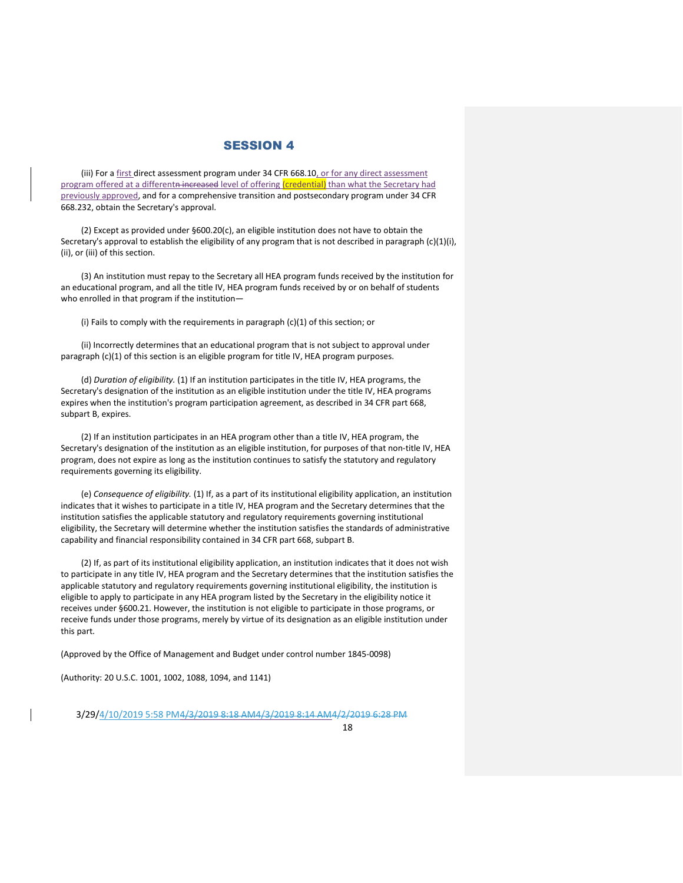# SESSION 4

(iii) For a first direct assessment program under 34 CFR 668.10, or for any direct assessment program offered at a differentn increased level of offering (credential) than what the Secretary had previously approved, and for a comprehensive transition and postsecondary program under 34 CFR 668.232, obtain the Secretary's approval.

(2) Except as provided under §600.20(c), an eligible institution does not have to obtain the Secretary's approval to establish the eligibility of any program that is not described in paragraph (c)(1)(i), (ii), or (iii) of this section.

(3) An institution must repay to the Secretary all HEA program funds received by the institution for an educational program, and all the title IV, HEA program funds received by or on behalf of students who enrolled in that program if the institution—

(i) Fails to comply with the requirements in paragraph (c)(1) of this section; or

(ii) Incorrectly determines that an educational program that is not subject to approval under paragraph (c)(1) of this section is an eligible program for title IV, HEA program purposes.

(d) *Duration of eligibility.* (1) If an institution participates in the title IV, HEA programs, the Secretary's designation of the institution as an eligible institution under the title IV, HEA programs expires when the institution's program participation agreement, as described in 34 CFR part 668, subpart B, expires.

(2) If an institution participates in an HEA program other than a title IV, HEA program, the Secretary's designation of the institution as an eligible institution, for purposes of that non-title IV, HEA program, does not expire as long as the institution continues to satisfy the statutory and regulatory requirements governing its eligibility.

(e) *Consequence of eligibility.* (1) If, as a part of its institutional eligibility application, an institution indicates that it wishes to participate in a title IV, HEA program and the Secretary determines that the institution satisfies the applicable statutory and regulatory requirements governing institutional eligibility, the Secretary will determine whether the institution satisfies the standards of administrative capability and financial responsibility contained in 34 CFR part 668, subpart B.

(2) If, as part of its institutional eligibility application, an institution indicates that it does not wish to participate in any title IV, HEA program and the Secretary determines that the institution satisfies the applicable statutory and regulatory requirements governing institutional eligibility, the institution is eligible to apply to participate in any HEA program listed by the Secretary in the eligibility notice it receives under §600.21. However, the institution is not eligible to participate in those programs, or receive funds under those programs, merely by virtue of its designation as an eligible institution under this part.

(Approved by the Office of Management and Budget under control number 1845-0098)

(Authority: 20 U.S.C. 1001, 1002, 1088, 1094, and 1141)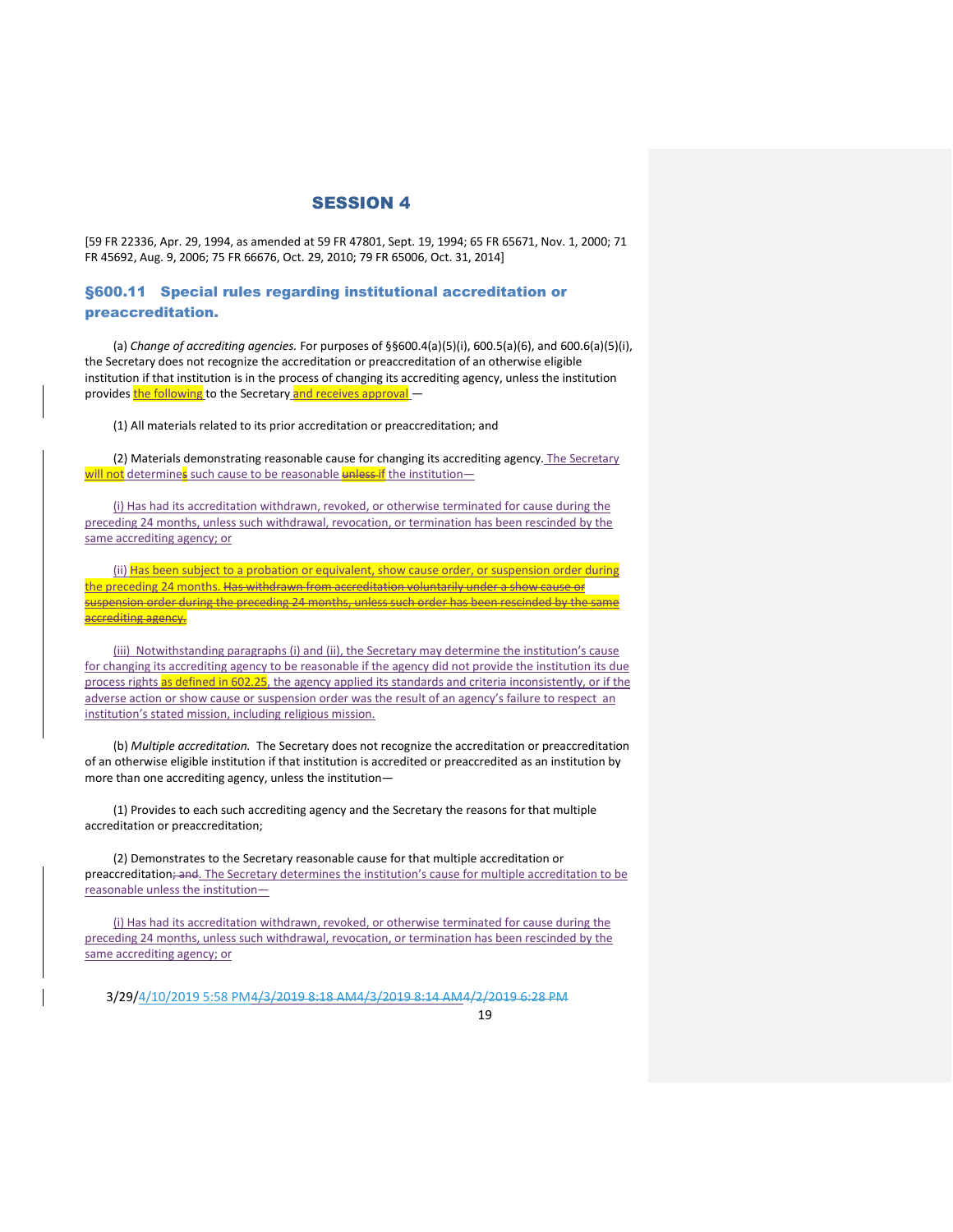## SESSION 4

[59 FR 22336, Apr. 29, 1994, as amended at 59 FR 47801, Sept. 19, 1994; 65 FR 65671, Nov. 1, 2000; 71 FR 45692, Aug. 9, 2006; 75 FR 66676, Oct. 29, 2010; 79 FR 65006, Oct. 31, 2014]

### §600.11 Special rules regarding institutional accreditation or preaccreditation.

(a) *Change of accrediting agencies.* For purposes of §§600.4(a)(5)(i), 600.5(a)(6), and 600.6(a)(5)(i), the Secretary does not recognize the accreditation or preaccreditation of an otherwise eligible institution if that institution is in the process of changing its accrediting agency, unless the institution provides the following to the Secretary and receives approval —

(1) All materials related to its prior accreditation or preaccreditation; and

(2) Materials demonstrating reasonable cause for changing its accrediting agency. The Secretary will not determines such cause to be reasonable ~~unless if~~ the institution—

(i) Has had its accreditation withdrawn, revoked, or otherwise terminated for cause during the preceding 24 months, unless such withdrawal, revocation, or termination has been rescinded by the same accrediting agency; or

(ii) Has been subject to a probation or equivalent, show cause order, or suspension order during the preceding 24 months. ~~Has withdrawn from accreditation voluntarily under a show cause or suspension order during the preceding 24 months, unless such order has been rescinded by the same accrediting agency.~~

(iii) Notwithstanding paragraphs (i) and (ii), the Secretary may determine the institution's cause for changing its accrediting agency to be reasonable if the agency did not provide the institution its due process rights as defined in 602.25, the agency applied its standards and criteria inconsistently, or if the adverse action or show cause or suspension order was the result of an agency's failure to respect an institution's stated mission, including religious mission.

(b) *Multiple accreditation.* The Secretary does not recognize the accreditation or preaccreditation of an otherwise eligible institution if that institution is accredited or preaccredited as an institution by more than one accrediting agency, unless the institution—

(1) Provides to each such accrediting agency and the Secretary the reasons for that multiple accreditation or preaccreditation;

(2) Demonstrates to the Secretary reasonable cause for that multiple accreditation or preaccreditation~~; and~~. The Secretary determines the institution's cause for multiple accreditation to be reasonable unless the institution—

(i) Has had its accreditation withdrawn, revoked, or otherwise terminated for cause during the preceding 24 months, unless such withdrawal, revocation, or termination has been rescinded by the same accrediting agency; or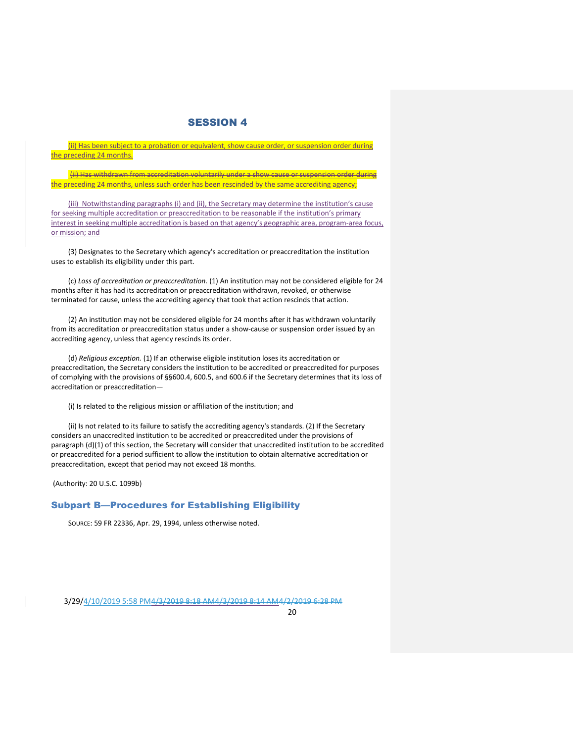# SESSION 4

(ii) Has been subject to a probation or equivalent, show cause order, or suspension order during the preceding 24 months.

~~(ii) Has withdrawn from accreditation voluntarily under a show cause or suspension order during the preceding 24 months, unless such order has been rescinded by the same accrediting agency;~~

(iii) Notwithstanding paragraphs (i) and (ii), the Secretary may determine the institution's cause for seeking multiple accreditation or preaccreditation to be reasonable if the institution's primary interest in seeking multiple accreditation is based on that agency's geographic area, program-area focus, or mission; and

(3) Designates to the Secretary which agency's accreditation or preaccreditation the institution uses to establish its eligibility under this part.

(c) *Loss of accreditation or preaccreditation.* (1) An institution may not be considered eligible for 24 months after it has had its accreditation or preaccreditation withdrawn, revoked, or otherwise terminated for cause, unless the accrediting agency that took that action rescinds that action.

(2) An institution may not be considered eligible for 24 months after it has withdrawn voluntarily from its accreditation or preaccreditation status under a show-cause or suspension order issued by an accrediting agency, unless that agency rescinds its order.

(d) *Religious exception.* (1) If an otherwise eligible institution loses its accreditation or preaccreditation, the Secretary considers the institution to be accredited or preaccredited for purposes of complying with the provisions of §§600.4, 600.5, and 600.6 if the Secretary determines that its loss of accreditation or preaccreditation—

(i) Is related to the religious mission or affiliation of the institution; and

(ii) Is not related to its failure to satisfy the accrediting agency's standards. (2) If the Secretary considers an unaccredited institution to be accredited or preaccredited under the provisions of paragraph (d)(1) of this section, the Secretary will consider that unaccredited institution to be accredited or preaccredited for a period sufficient to allow the institution to obtain alternative accreditation or preaccreditation, except that period may not exceed 18 months.

(Authority: 20 U.S.C. 1099b)

## Subpart B—Procedures for Establishing Eligibility

SOURCE: 59 FR 22336, Apr. 29, 1994, unless otherwise noted.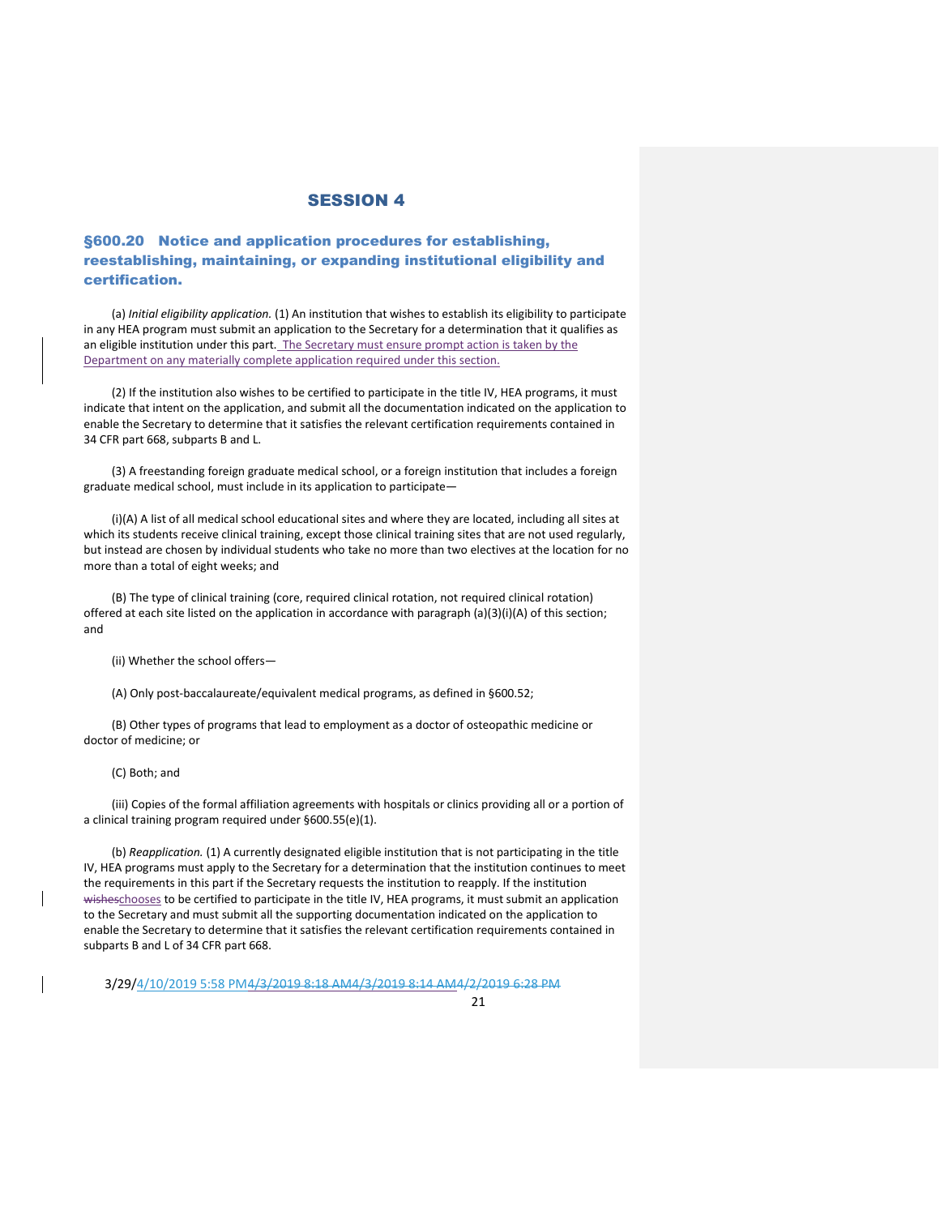## SESSION 4

### §600.20 Notice and application procedures for establishing, reestablishing, maintaining, or expanding institutional eligibility and certification.

(a) *Initial eligibility application.* (1) An institution that wishes to establish its eligibility to participate in any HEA program must submit an application to the Secretary for a determination that it qualifies as an eligible institution under this part. The Secretary must ensure prompt action is taken by the Department on any materially complete application required under this section.

(2) If the institution also wishes to be certified to participate in the title IV, HEA programs, it must indicate that intent on the application, and submit all the documentation indicated on the application to enable the Secretary to determine that it satisfies the relevant certification requirements contained in 34 CFR part 668, subparts B and L.

(3) A freestanding foreign graduate medical school, or a foreign institution that includes a foreign graduate medical school, must include in its application to participate—

(i)(A) A list of all medical school educational sites and where they are located, including all sites at which its students receive clinical training, except those clinical training sites that are not used regularly, but instead are chosen by individual students who take no more than two electives at the location for no more than a total of eight weeks; and

(B) The type of clinical training (core, required clinical rotation, not required clinical rotation) offered at each site listed on the application in accordance with paragraph (a)(3)(i)(A) of this section; and

(ii) Whether the school offers—

(A) Only post-baccalaureate/equivalent medical programs, as defined in §600.52;

(B) Other types of programs that lead to employment as a doctor of osteopathic medicine or doctor of medicine; or

(C) Both; and

(iii) Copies of the formal affiliation agreements with hospitals or clinics providing all or a portion of a clinical training program required under §600.55(e)(1).

(b) *Reapplication.* (1) A currently designated eligible institution that is not participating in the title IV, HEA programs must apply to the Secretary for a determination that the institution continues to meet the requirements in this part if the Secretary requests the institution to reapply. If the institution ~~wishes~~chooses to be certified to participate in the title IV, HEA programs, it must submit an application to the Secretary and must submit all the supporting documentation indicated on the application to enable the Secretary to determine that it satisfies the relevant certification requirements contained in subparts B and L of 34 CFR part 668.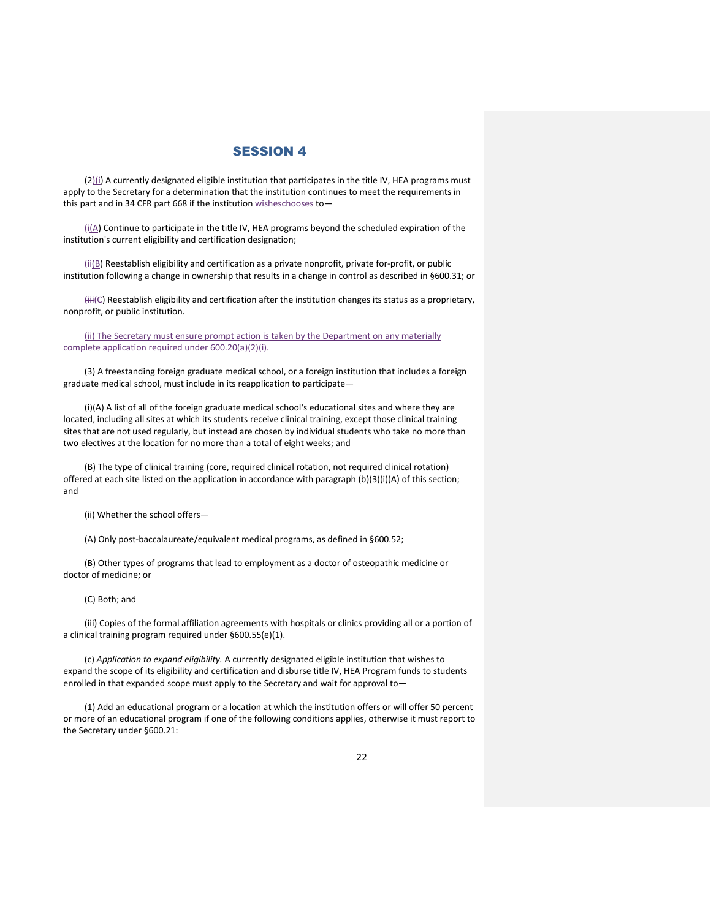## SESSION 4

(2)(i) A currently designated eligible institution that participates in the title IV, HEA programs must apply to the Secretary for a determination that the institution continues to meet the requirements in this part and in 34 CFR part 668 if the institution ~~wishes~~chooses to—

~~(i~~(A) Continue to participate in the title IV, HEA programs beyond the scheduled expiration of the institution's current eligibility and certification designation;

~~(ii~~(B) Reestablish eligibility and certification as a private nonprofit, private for-profit, or public institution following a change in ownership that results in a change in control as described in §600.31; or

~~(iii~~(C) Reestablish eligibility and certification after the institution changes its status as a proprietary, nonprofit, or public institution.

(ii) The Secretary must ensure prompt action is taken by the Department on any materially complete application required under 600.20(a)(2)(i).

(3) A freestanding foreign graduate medical school, or a foreign institution that includes a foreign graduate medical school, must include in its reapplication to participate—

(i)(A) A list of all of the foreign graduate medical school's educational sites and where they are located, including all sites at which its students receive clinical training, except those clinical training sites that are not used regularly, but instead are chosen by individual students who take no more than two electives at the location for no more than a total of eight weeks; and

(B) The type of clinical training (core, required clinical rotation, not required clinical rotation) offered at each site listed on the application in accordance with paragraph (b)(3)(i)(A) of this section; and

(ii) Whether the school offers—

(A) Only post-baccalaureate/equivalent medical programs, as defined in §600.52;

(B) Other types of programs that lead to employment as a doctor of osteopathic medicine or doctor of medicine; or

(C) Both; and

(iii) Copies of the formal affiliation agreements with hospitals or clinics providing all or a portion of a clinical training program required under §600.55(e)(1).

(c) *Application to expand eligibility.* A currently designated eligible institution that wishes to expand the scope of its eligibility and certification and disburse title IV, HEA Program funds to students enrolled in that expanded scope must apply to the Secretary and wait for approval to—

(1) Add an educational program or a location at which the institution offers or will offer 50 percent or more of an educational program if one of the following conditions applies, otherwise it must report to the Secretary under §600.21: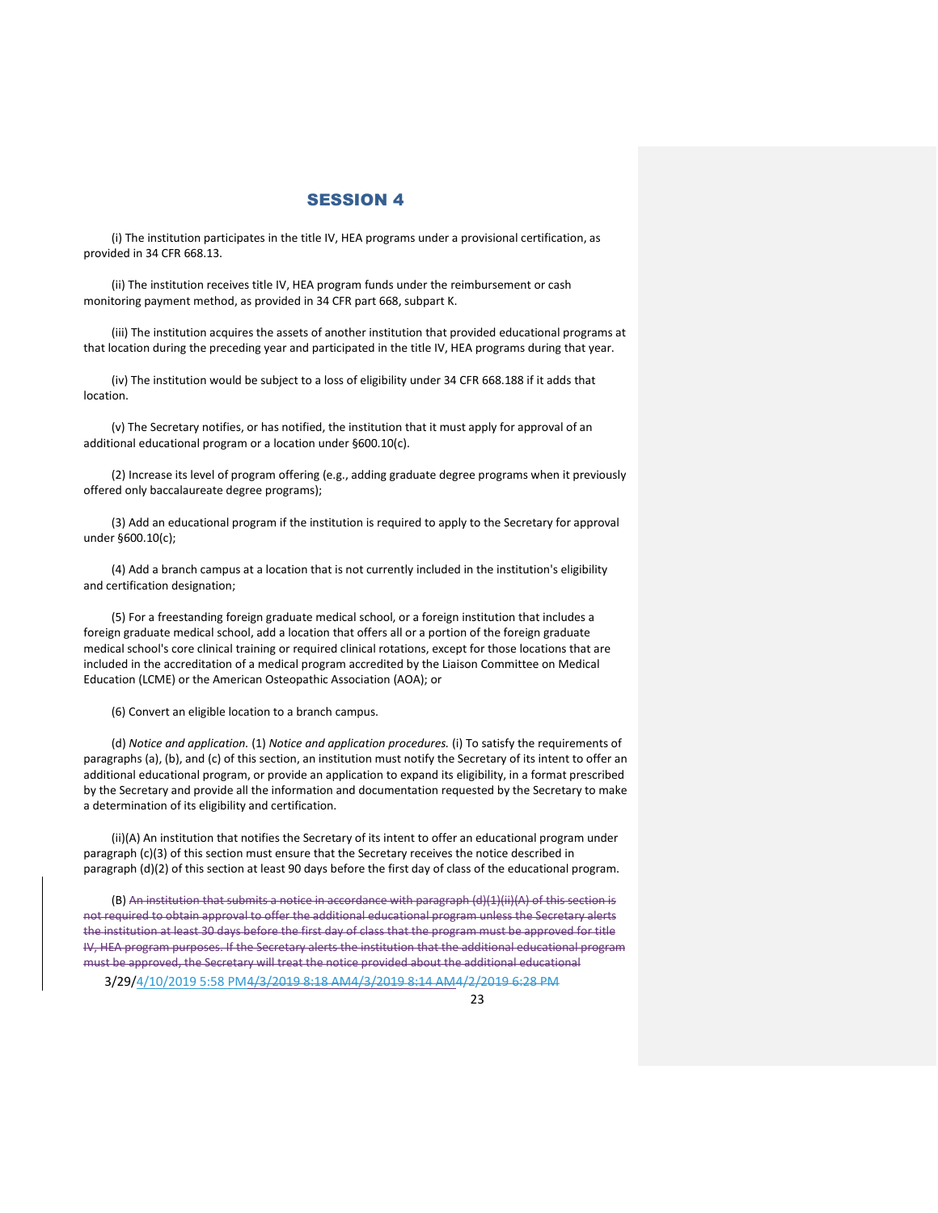## SESSION 4

(i) The institution participates in the title IV, HEA programs under a provisional certification, as provided in 34 CFR 668.13.

(ii) The institution receives title IV, HEA program funds under the reimbursement or cash monitoring payment method, as provided in 34 CFR part 668, subpart K.

(iii) The institution acquires the assets of another institution that provided educational programs at that location during the preceding year and participated in the title IV, HEA programs during that year.

(iv) The institution would be subject to a loss of eligibility under 34 CFR 668.188 if it adds that location.

(v) The Secretary notifies, or has notified, the institution that it must apply for approval of an additional educational program or a location under §600.10(c).

(2) Increase its level of program offering (e.g., adding graduate degree programs when it previously offered only baccalaureate degree programs);

(3) Add an educational program if the institution is required to apply to the Secretary for approval under §600.10(c);

(4) Add a branch campus at a location that is not currently included in the institution's eligibility and certification designation;

(5) For a freestanding foreign graduate medical school, or a foreign institution that includes a foreign graduate medical school, add a location that offers all or a portion of the foreign graduate medical school's core clinical training or required clinical rotations, except for those locations that are included in the accreditation of a medical program accredited by the Liaison Committee on Medical Education (LCME) or the American Osteopathic Association (AOA); or

(6) Convert an eligible location to a branch campus.

(d) *Notice and application.* (1) *Notice and application procedures.* (i) To satisfy the requirements of paragraphs (a), (b), and (c) of this section, an institution must notify the Secretary of its intent to offer an additional educational program, or provide an application to expand its eligibility, in a format prescribed by the Secretary and provide all the information and documentation requested by the Secretary to make a determination of its eligibility and certification.

(ii)(A) An institution that notifies the Secretary of its intent to offer an educational program under paragraph (c)(3) of this section must ensure that the Secretary receives the notice described in paragraph (d)(2) of this section at least 90 days before the first day of class of the educational program.

(B) ~~An institution that submits a notice in accordance with paragraph (d)(1)(ii)(A) of this section is not required to obtain approval to offer the additional educational program unless the Secretary alerts the institution at least 30 days before the first day of class that the program must be approved for title IV, HEA program purposes. If the Secretary alerts the institution that the additional educational program must be approved, the Secretary will treat the notice provided about the additional educational~~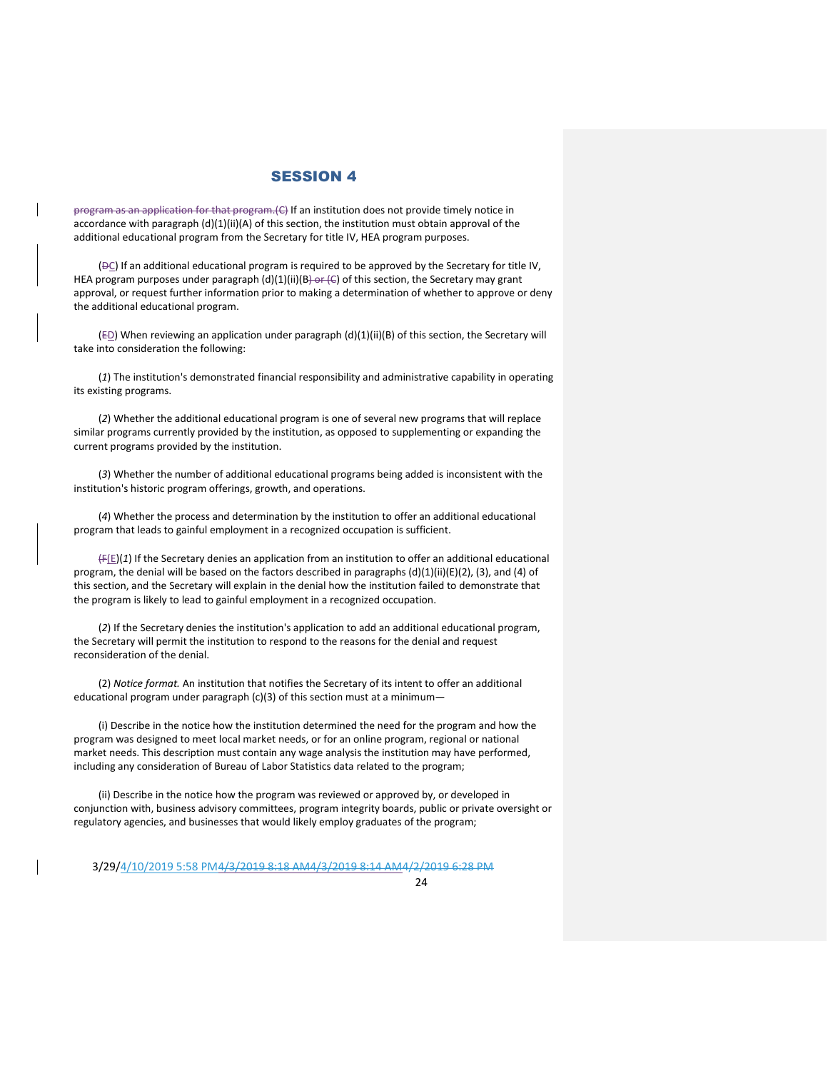program as an application for that program.(C) If an institution does not provide timely notice in accordance with paragraph (d)(1)(ii)(A) of this section, the institution must obtain approval of the additional educational program from the Secretary for title IV, HEA program purposes.

(DC) If an additional educational program is required to be approved by the Secretary for title IV, HEA program purposes under paragraph (d)(1)(ii)(B) or (C) of this section, the Secretary may grant approval, or request further information prior to making a determination of whether to approve or deny the additional educational program.

(ED) When reviewing an application under paragraph (d)(1)(ii)(B) of this section, the Secretary will take into consideration the following:

(*1*) The institution's demonstrated financial responsibility and administrative capability in operating its existing programs.

(*2*) Whether the additional educational program is one of several new programs that will replace similar programs currently provided by the institution, as opposed to supplementing or expanding the current programs provided by the institution.

(*3*) Whether the number of additional educational programs being added is inconsistent with the institution's historic program offerings, growth, and operations.

(*4*) Whether the process and determination by the institution to offer an additional educational program that leads to gainful employment in a recognized occupation is sufficient.

(FE)(*1*) If the Secretary denies an application from an institution to offer an additional educational program, the denial will be based on the factors described in paragraphs (d)(1)(ii)(E)(2), (3), and (4) of this section, and the Secretary will explain in the denial how the institution failed to demonstrate that the program is likely to lead to gainful employment in a recognized occupation.

(*2*) If the Secretary denies the institution's application to add an additional educational program, the Secretary will permit the institution to respond to the reasons for the denial and request reconsideration of the denial.

(2) *Notice format.* An institution that notifies the Secretary of its intent to offer an additional educational program under paragraph (c)(3) of this section must at a minimum—

(i) Describe in the notice how the institution determined the need for the program and how the program was designed to meet local market needs, or for an online program, regional or national market needs. This description must contain any wage analysis the institution may have performed, including any consideration of Bureau of Labor Statistics data related to the program;

(ii) Describe in the notice how the program was reviewed or approved by, or developed in conjunction with, business advisory committees, program integrity boards, public or private oversight or regulatory agencies, and businesses that would likely employ graduates of the program;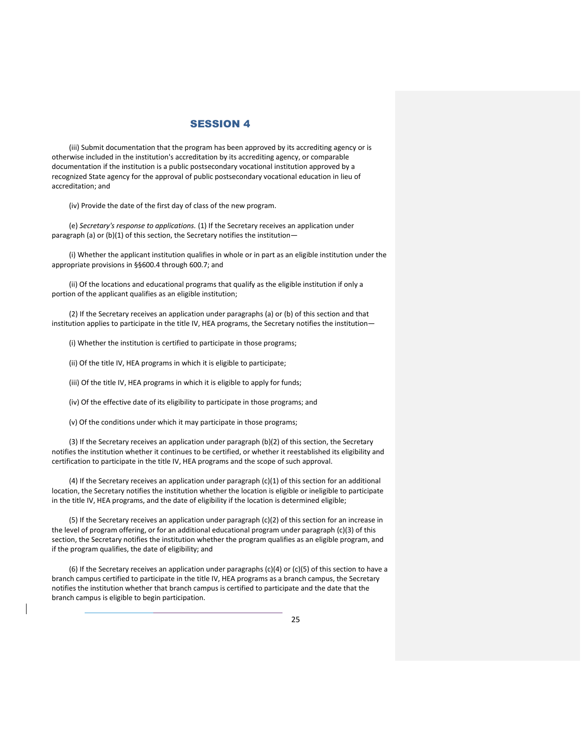## SESSION 4

(iii) Submit documentation that the program has been approved by its accrediting agency or is otherwise included in the institution's accreditation by its accrediting agency, or comparable documentation if the institution is a public postsecondary vocational institution approved by a recognized State agency for the approval of public postsecondary vocational education in lieu of accreditation; and

(iv) Provide the date of the first day of class of the new program.

(e) *Secretary's response to applications.* (1) If the Secretary receives an application under paragraph (a) or (b)(1) of this section, the Secretary notifies the institution—

(i) Whether the applicant institution qualifies in whole or in part as an eligible institution under the appropriate provisions in §§600.4 through 600.7; and

(ii) Of the locations and educational programs that qualify as the eligible institution if only a portion of the applicant qualifies as an eligible institution;

(2) If the Secretary receives an application under paragraphs (a) or (b) of this section and that institution applies to participate in the title IV, HEA programs, the Secretary notifies the institution—

(i) Whether the institution is certified to participate in those programs;

(ii) Of the title IV, HEA programs in which it is eligible to participate;

(iii) Of the title IV, HEA programs in which it is eligible to apply for funds;

(iv) Of the effective date of its eligibility to participate in those programs; and

(v) Of the conditions under which it may participate in those programs;

(3) If the Secretary receives an application under paragraph (b)(2) of this section, the Secretary notifies the institution whether it continues to be certified, or whether it reestablished its eligibility and certification to participate in the title IV, HEA programs and the scope of such approval.

(4) If the Secretary receives an application under paragraph (c)(1) of this section for an additional location, the Secretary notifies the institution whether the location is eligible or ineligible to participate in the title IV, HEA programs, and the date of eligibility if the location is determined eligible;

(5) If the Secretary receives an application under paragraph (c)(2) of this section for an increase in the level of program offering, or for an additional educational program under paragraph (c)(3) of this section, the Secretary notifies the institution whether the program qualifies as an eligible program, and if the program qualifies, the date of eligibility; and

(6) If the Secretary receives an application under paragraphs (c)(4) or (c)(5) of this section to have a branch campus certified to participate in the title IV, HEA programs as a branch campus, the Secretary notifies the institution whether that branch campus is certified to participate and the date that the branch campus is eligible to begin participation.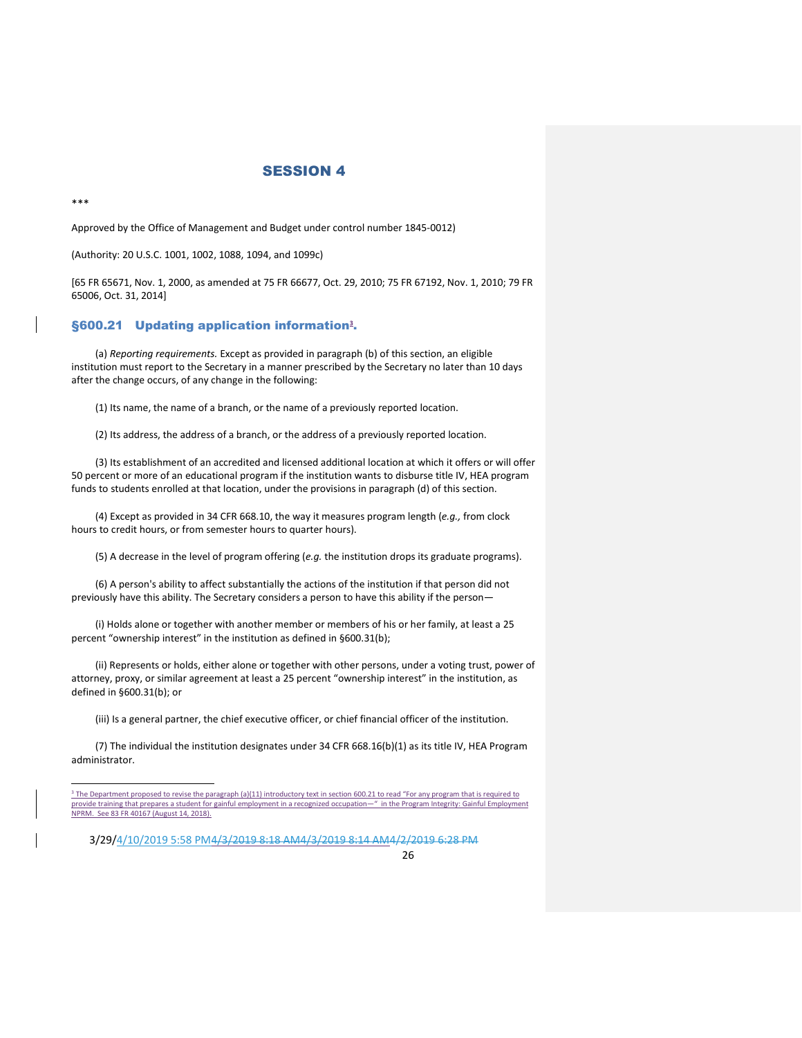# SESSION 4

\*\*\*

Approved by the Office of Management and Budget under control number 1845-0012)

(Authority: 20 U.S.C. 1001, 1002, 1088, 1094, and 1099c)

[65 FR 65671, Nov. 1, 2000, as amended at 75 FR 66677, Oct. 29, 2010; 75 FR 67192, Nov. 1, 2010; 79 FR 65006, Oct. 31, 2014]

## §600.21 Updating application information[3].

(a) *Reporting requirements.* Except as provided in paragraph (b) of this section, an eligible institution must report to the Secretary in a manner prescribed by the Secretary no later than 10 days after the change occurs, of any change in the following:

(1) Its name, the name of a branch, or the name of a previously reported location.

(2) Its address, the address of a branch, or the address of a previously reported location.

(3) Its establishment of an accredited and licensed additional location at which it offers or will offer 50 percent or more of an educational program if the institution wants to disburse title IV, HEA program funds to students enrolled at that location, under the provisions in paragraph (d) of this section.

(4) Except as provided in 34 CFR 668.10, the way it measures program length (*e.g.,* from clock hours to credit hours, or from semester hours to quarter hours).

(5) A decrease in the level of program offering (*e.g.* the institution drops its graduate programs).

(6) A person's ability to affect substantially the actions of the institution if that person did not previously have this ability. The Secretary considers a person to have this ability if the person—

(i) Holds alone or together with another member or members of his or her family, at least a 25 percent "ownership interest" in the institution as defined in §600.31(b);

(ii) Represents or holds, either alone or together with other persons, under a voting trust, power of attorney, proxy, or similar agreement at least a 25 percent "ownership interest" in the institution, as defined in §600.31(b); or

(iii) Is a general partner, the chief executive officer, or chief financial officer of the institution.

(7) The individual the institution designates under 34 CFR 668.16(b)(1) as its title IV, HEA Program administrator.

---

[3] The Department proposed to revise the paragraph (a)(11) introductory text in section 600.21 to read "For any program that is required to provide training that prepares a student for gainful employment in a recognized occupation—" in the Program Integrity: Gainful Employment NPRM. See 83 FR 40167 (August 14, 2018).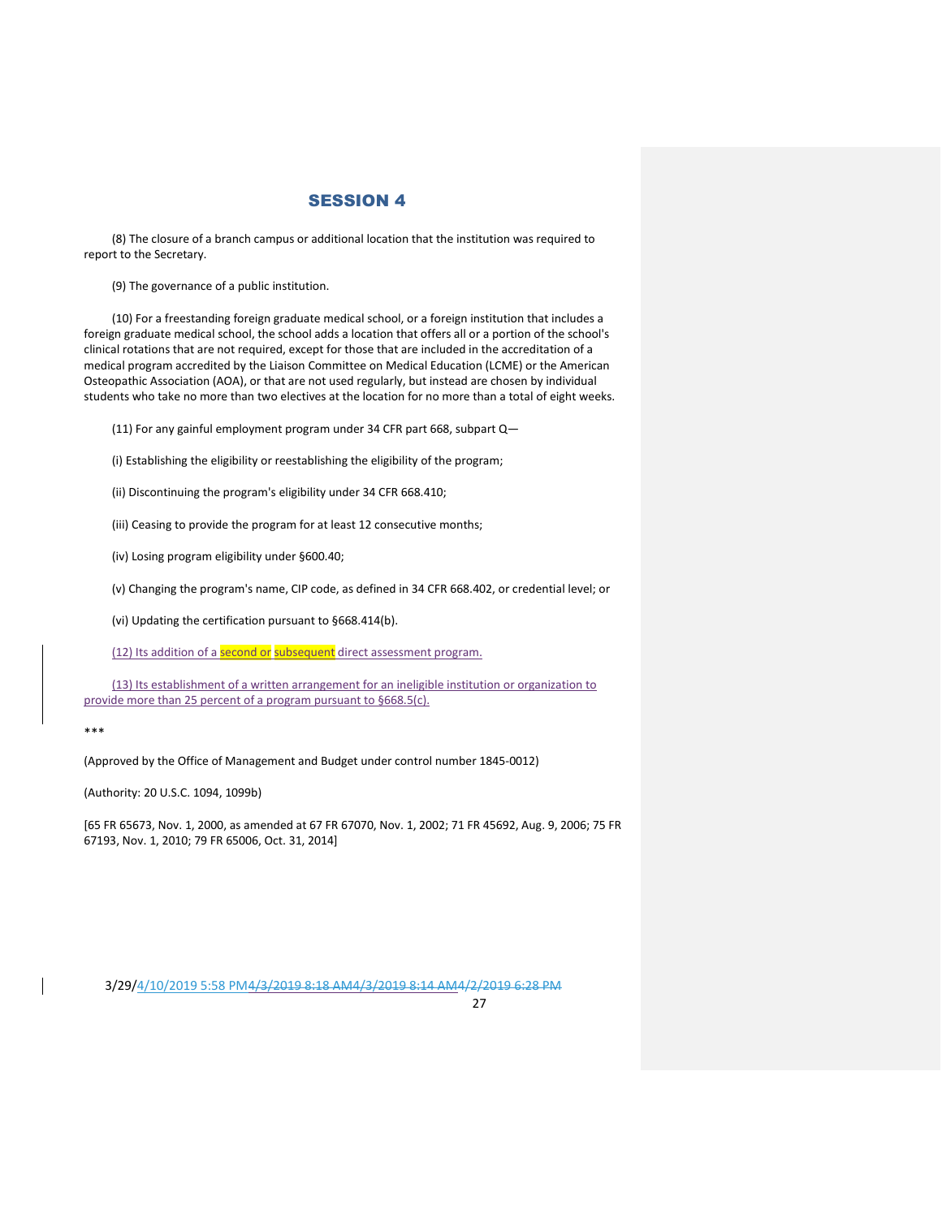# SESSION 4

(8) The closure of a branch campus or additional location that the institution was required to report to the Secretary.

(9) The governance of a public institution.

(10) For a freestanding foreign graduate medical school, or a foreign institution that includes a foreign graduate medical school, the school adds a location that offers all or a portion of the school's clinical rotations that are not required, except for those that are included in the accreditation of a medical program accredited by the Liaison Committee on Medical Education (LCME) or the American Osteopathic Association (AOA), or that are not used regularly, but instead are chosen by individual students who take no more than two electives at the location for no more than a total of eight weeks.

(11) For any gainful employment program under 34 CFR part 668, subpart Q—

(i) Establishing the eligibility or reestablishing the eligibility of the program;

(ii) Discontinuing the program's eligibility under 34 CFR 668.410;

(iii) Ceasing to provide the program for at least 12 consecutive months;

(iv) Losing program eligibility under §600.40;

(v) Changing the program's name, CIP code, as defined in 34 CFR 668.402, or credential level; or

(vi) Updating the certification pursuant to §668.414(b).

(12) Its addition of a second or subsequent direct assessment program.

(13) Its establishment of a written arrangement for an ineligible institution or organization to provide more than 25 percent of a program pursuant to §668.5(c).

***

(Approved by the Office of Management and Budget under control number 1845-0012)

(Authority: 20 U.S.C. 1094, 1099b)

[65 FR 65673, Nov. 1, 2000, as amended at 67 FR 67070, Nov. 1, 2002; 71 FR 45692, Aug. 9, 2006; 75 FR 67193, Nov. 1, 2010; 79 FR 65006, Oct. 31, 2014]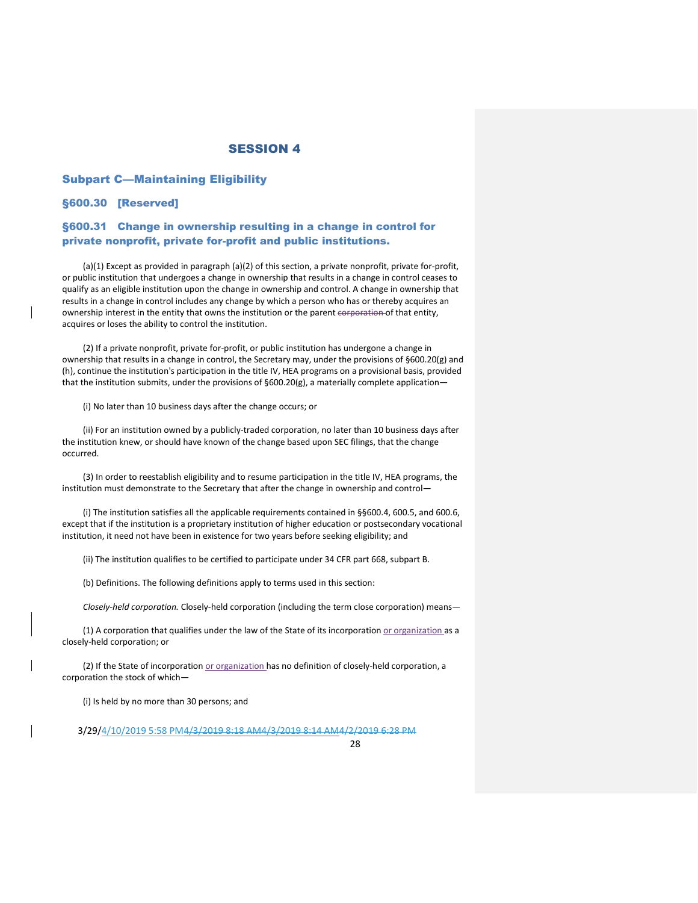# SESSION 4

## Subpart C—Maintaining Eligibility

### §600.30 [Reserved]

### §600.31 Change in ownership resulting in a change in control for private nonprofit, private for-profit and public institutions.

(a)(1) Except as provided in paragraph (a)(2) of this section, a private nonprofit, private for-profit, or public institution that undergoes a change in ownership that results in a change in control ceases to qualify as an eligible institution upon the change in ownership and control. A change in ownership that results in a change in control includes any change by which a person who has or thereby acquires an ownership interest in the entity that owns the institution or the parent ~~corporation~~ of that entity, acquires or loses the ability to control the institution.

(2) If a private nonprofit, private for-profit, or public institution has undergone a change in ownership that results in a change in control, the Secretary may, under the provisions of §600.20(g) and (h), continue the institution's participation in the title IV, HEA programs on a provisional basis, provided that the institution submits, under the provisions of §600.20(g), a materially complete application—

(i) No later than 10 business days after the change occurs; or

(ii) For an institution owned by a publicly-traded corporation, no later than 10 business days after the institution knew, or should have known of the change based upon SEC filings, that the change occurred.

(3) In order to reestablish eligibility and to resume participation in the title IV, HEA programs, the institution must demonstrate to the Secretary that after the change in ownership and control—

(i) The institution satisfies all the applicable requirements contained in §§600.4, 600.5, and 600.6, except that if the institution is a proprietary institution of higher education or postsecondary vocational institution, it need not have been in existence for two years before seeking eligibility; and

(ii) The institution qualifies to be certified to participate under 34 CFR part 668, subpart B.

(b) Definitions. The following definitions apply to terms used in this section:

*Closely-held corporation.* Closely-held corporation (including the term close corporation) means—

(1) A corporation that qualifies under the law of the State of its incorporation or organization as a closely-held corporation; or

(2) If the State of incorporation or organization has no definition of closely-held corporation, a corporation the stock of which—

(i) Is held by no more than 30 persons; and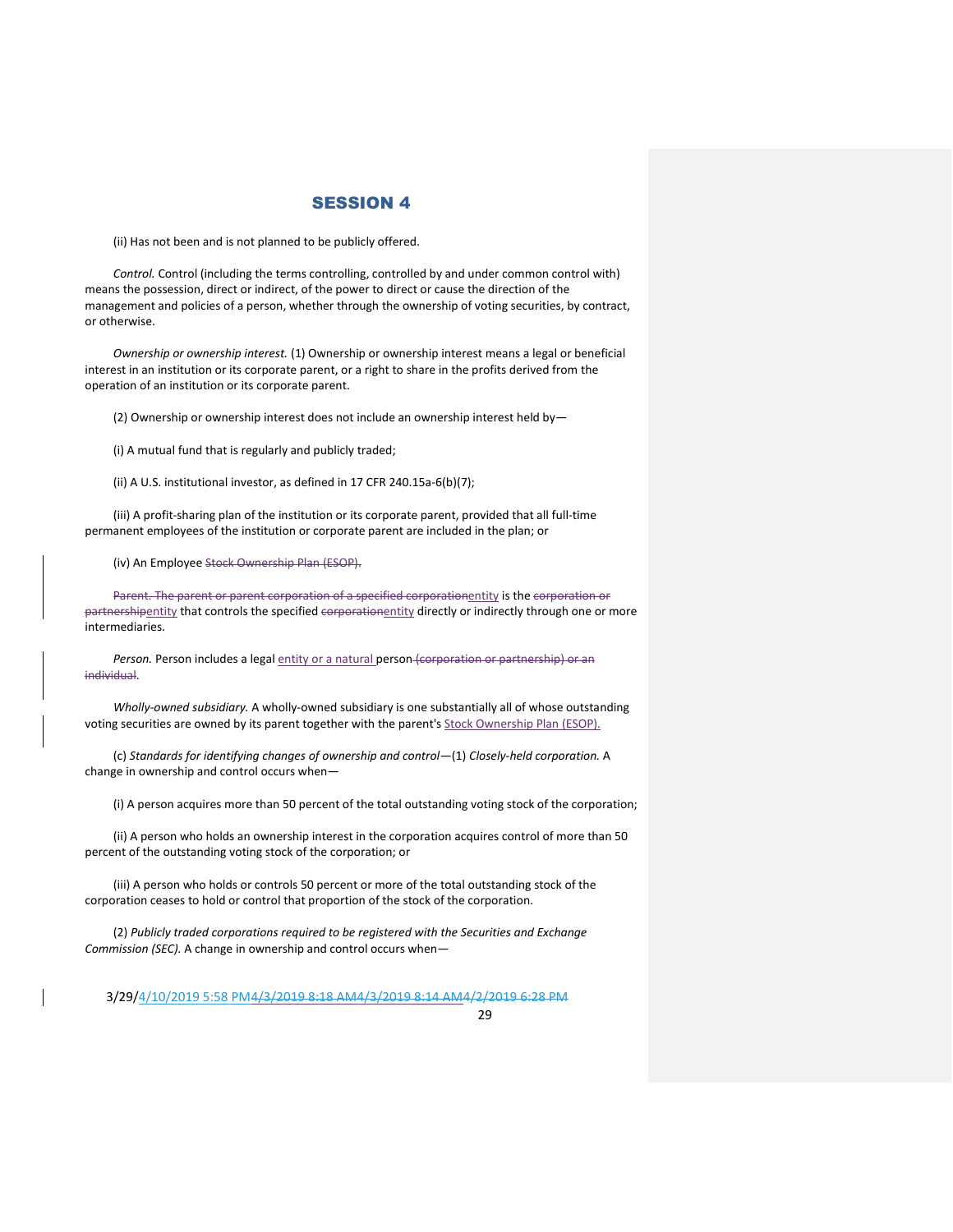(ii) Has not been and is not planned to be publicly offered.

*Control.* Control (including the terms controlling, controlled by and under common control with) means the possession, direct or indirect, of the power to direct or cause the direction of the management and policies of a person, whether through the ownership of voting securities, by contract, or otherwise.

*Ownership or ownership interest.* (1) Ownership or ownership interest means a legal or beneficial interest in an institution or its corporate parent, or a right to share in the profits derived from the operation of an institution or its corporate parent.

(2) Ownership or ownership interest does not include an ownership interest held by—

(i) A mutual fund that is regularly and publicly traded;

(ii) A U.S. institutional investor, as defined in 17 CFR 240.15a-6(b)(7);

(iii) A profit-sharing plan of the institution or its corporate parent, provided that all full-time permanent employees of the institution or corporate parent are included in the plan; or

(iv) An Employee ~~Stock Ownership Plan (ESOP).~~

~~Parent. The parent or parent corporation of a specified corporation~~entity is the ~~corporation or partnership~~entity that controls the specified ~~corporation~~entity directly or indirectly through one or more intermediaries.

*Person.* Person includes a legal entity or a natural person~~ (corporation or partnership) or an individual~~.

*Wholly-owned subsidiary.* A wholly-owned subsidiary is one substantially all of whose outstanding voting securities are owned by its parent together with the parent's Stock Ownership Plan (ESOP).

(c) *Standards for identifying changes of ownership and control*—(1) *Closely-held corporation.* A change in ownership and control occurs when—

(i) A person acquires more than 50 percent of the total outstanding voting stock of the corporation;

(ii) A person who holds an ownership interest in the corporation acquires control of more than 50 percent of the outstanding voting stock of the corporation; or

(iii) A person who holds or controls 50 percent or more of the total outstanding stock of the corporation ceases to hold or control that proportion of the stock of the corporation.

(2) *Publicly traded corporations required to be registered with the Securities and Exchange Commission (SEC).* A change in ownership and control occurs when—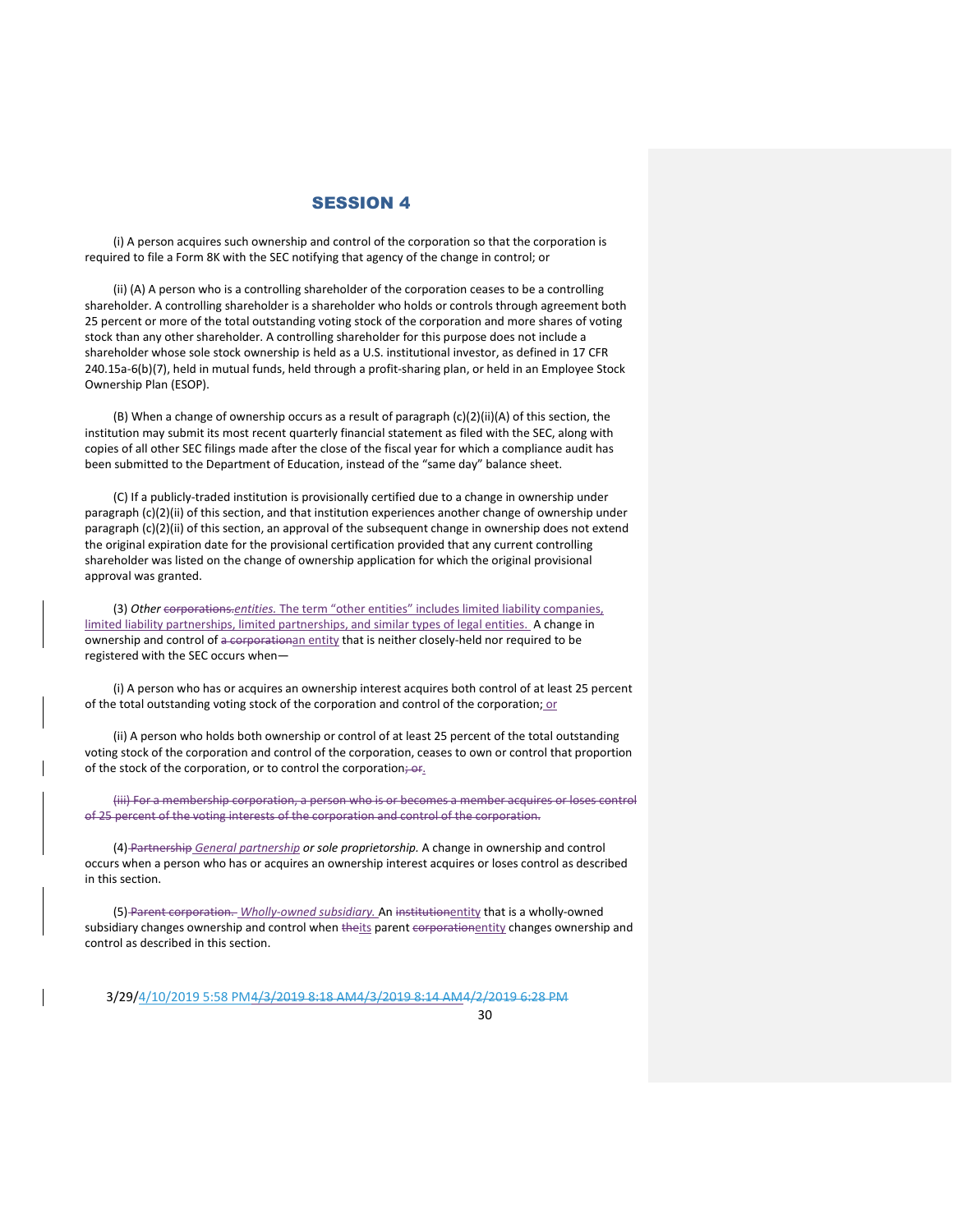## SESSION 4

(i) A person acquires such ownership and control of the corporation so that the corporation is required to file a Form 8K with the SEC notifying that agency of the change in control; or

(ii) (A) A person who is a controlling shareholder of the corporation ceases to be a controlling shareholder. A controlling shareholder is a shareholder who holds or controls through agreement both 25 percent or more of the total outstanding voting stock of the corporation and more shares of voting stock than any other shareholder. A controlling shareholder for this purpose does not include a shareholder whose sole stock ownership is held as a U.S. institutional investor, as defined in 17 CFR 240.15a-6(b)(7), held in mutual funds, held through a profit-sharing plan, or held in an Employee Stock Ownership Plan (ESOP).

(B) When a change of ownership occurs as a result of paragraph (c)(2)(ii)(A) of this section, the institution may submit its most recent quarterly financial statement as filed with the SEC, along with copies of all other SEC filings made after the close of the fiscal year for which a compliance audit has been submitted to the Department of Education, instead of the "same day" balance sheet.

(C) If a publicly-traded institution is provisionally certified due to a change in ownership under paragraph (c)(2)(ii) of this section, and that institution experiences another change of ownership under paragraph (c)(2)(ii) of this section, an approval of the subsequent change in ownership does not extend the original expiration date for the provisional certification provided that any current controlling shareholder was listed on the change of ownership application for which the original provisional approval was granted.

(3) *Other* ~~corporations.~~*entities.* The term "other entities" includes limited liability companies, limited liability partnerships, limited partnerships, and similar types of legal entities. A change in ownership and control of ~~a corporation~~an entity that is neither closely-held nor required to be registered with the SEC occurs when—

(i) A person who has or acquires an ownership interest acquires both control of at least 25 percent of the total outstanding voting stock of the corporation and control of the corporation; or

(ii) A person who holds both ownership or control of at least 25 percent of the total outstanding voting stock of the corporation and control of the corporation, ceases to own or control that proportion of the stock of the corporation, or to control the corporation~~; or~~.

~~(iii) For a membership corporation, a person who is or becomes a member acquires or loses control of 25 percent of the voting interests of the corporation and control of the corporation.~~

(4) ~~Partnership~~ *General partnership* ***or sole proprietorship.*** A change in ownership and control occurs when a person who has or acquires an ownership interest acquires or loses control as described in this section.

(5) ~~Parent corporation.~~ *Wholly-owned subsidiary.* An ~~institution~~entity that is a wholly-owned subsidiary changes ownership and control when ~~the~~its parent ~~corporation~~entity changes ownership and control as described in this section.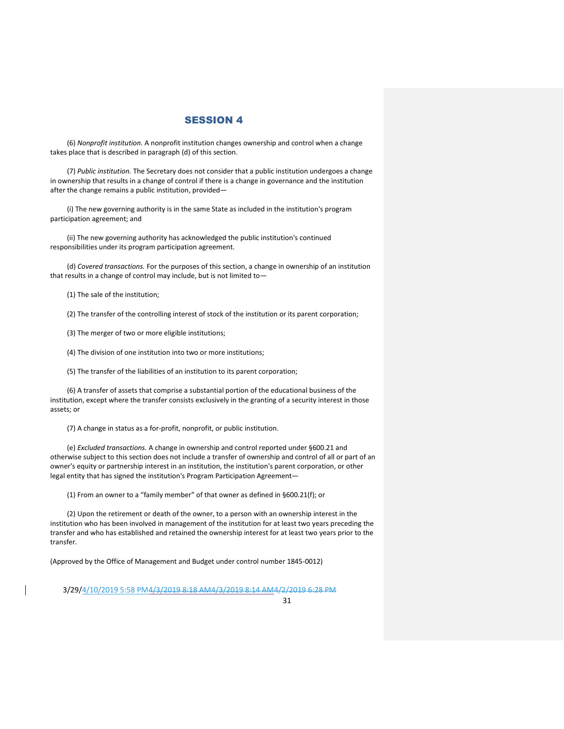## SESSION 4

(6) *Nonprofit institution.* A nonprofit institution changes ownership and control when a change takes place that is described in paragraph (d) of this section.

(7) *Public institution.* The Secretary does not consider that a public institution undergoes a change in ownership that results in a change of control if there is a change in governance and the institution after the change remains a public institution, provided—

(i) The new governing authority is in the same State as included in the institution's program participation agreement; and

(ii) The new governing authority has acknowledged the public institution's continued responsibilities under its program participation agreement.

(d) *Covered transactions.* For the purposes of this section, a change in ownership of an institution that results in a change of control may include, but is not limited to—

(1) The sale of the institution;

(2) The transfer of the controlling interest of stock of the institution or its parent corporation;

(3) The merger of two or more eligible institutions;

(4) The division of one institution into two or more institutions;

(5) The transfer of the liabilities of an institution to its parent corporation;

(6) A transfer of assets that comprise a substantial portion of the educational business of the institution, except where the transfer consists exclusively in the granting of a security interest in those assets; or

(7) A change in status as a for-profit, nonprofit, or public institution.

(e) *Excluded transactions.* A change in ownership and control reported under §600.21 and otherwise subject to this section does not include a transfer of ownership and control of all or part of an owner's equity or partnership interest in an institution, the institution's parent corporation, or other legal entity that has signed the institution's Program Participation Agreement—

(1) From an owner to a "family member" of that owner as defined in §600.21(f); or

(2) Upon the retirement or death of the owner, to a person with an ownership interest in the institution who has been involved in management of the institution for at least two years preceding the transfer and who has established and retained the ownership interest for at least two years prior to the transfer.

(Approved by the Office of Management and Budget under control number 1845-0012)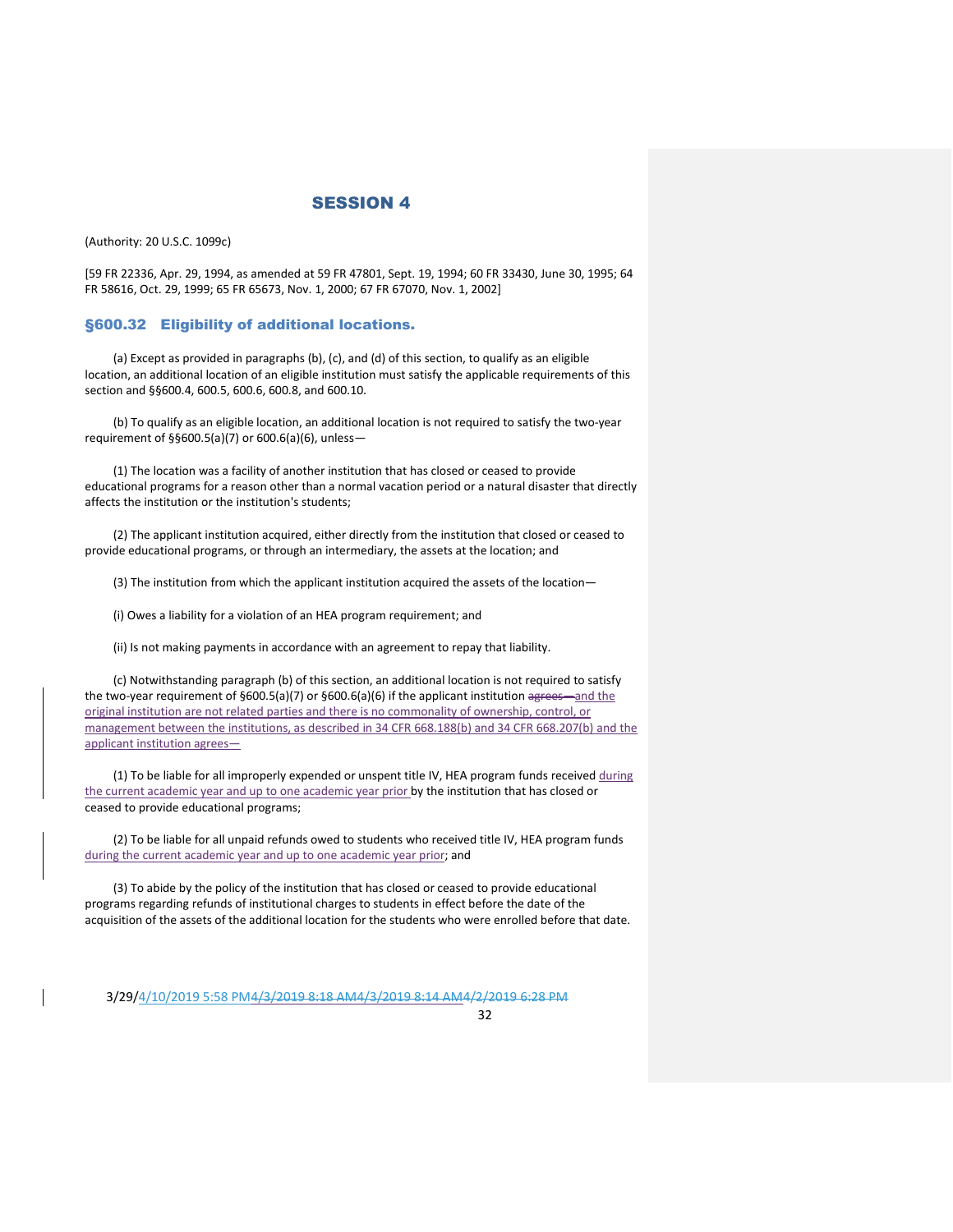## SESSION 4

(Authority: 20 U.S.C. 1099c)

[59 FR 22336, Apr. 29, 1994, as amended at 59 FR 47801, Sept. 19, 1994; 60 FR 33430, June 30, 1995; 64 FR 58616, Oct. 29, 1999; 65 FR 65673, Nov. 1, 2000; 67 FR 67070, Nov. 1, 2002]

### §600.32 Eligibility of additional locations.

(a) Except as provided in paragraphs (b), (c), and (d) of this section, to qualify as an eligible location, an additional location of an eligible institution must satisfy the applicable requirements of this section and §§600.4, 600.5, 600.6, 600.8, and 600.10.

(b) To qualify as an eligible location, an additional location is not required to satisfy the two-year requirement of §§600.5(a)(7) or 600.6(a)(6), unless—

(1) The location was a facility of another institution that has closed or ceased to provide educational programs for a reason other than a normal vacation period or a natural disaster that directly affects the institution or the institution's students;

(2) The applicant institution acquired, either directly from the institution that closed or ceased to provide educational programs, or through an intermediary, the assets at the location; and

(3) The institution from which the applicant institution acquired the assets of the location—

(i) Owes a liability for a violation of an HEA program requirement; and

(ii) Is not making payments in accordance with an agreement to repay that liability.

(c) Notwithstanding paragraph (b) of this section, an additional location is not required to satisfy the two-year requirement of §600.5(a)(7) or §600.6(a)(6) if the applicant institution ~~agrees—~~<u>and the original institution are not related parties and there is no commonality of ownership, control, or management between the institutions, as described in 34 CFR 668.188(b) and 34 CFR 668.207(b) and the applicant institution agrees—</u>

(1) To be liable for all improperly expended or unspent title IV, HEA program funds received <u>during the current academic year and up to one academic year prior</u> by the institution that has closed or ceased to provide educational programs;

(2) To be liable for all unpaid refunds owed to students who received title IV, HEA program funds <u>during the current academic year and up to one academic year prior</u>; and

(3) To abide by the policy of the institution that has closed or ceased to provide educational programs regarding refunds of institutional charges to students in effect before the date of the acquisition of the assets of the additional location for the students who were enrolled before that date.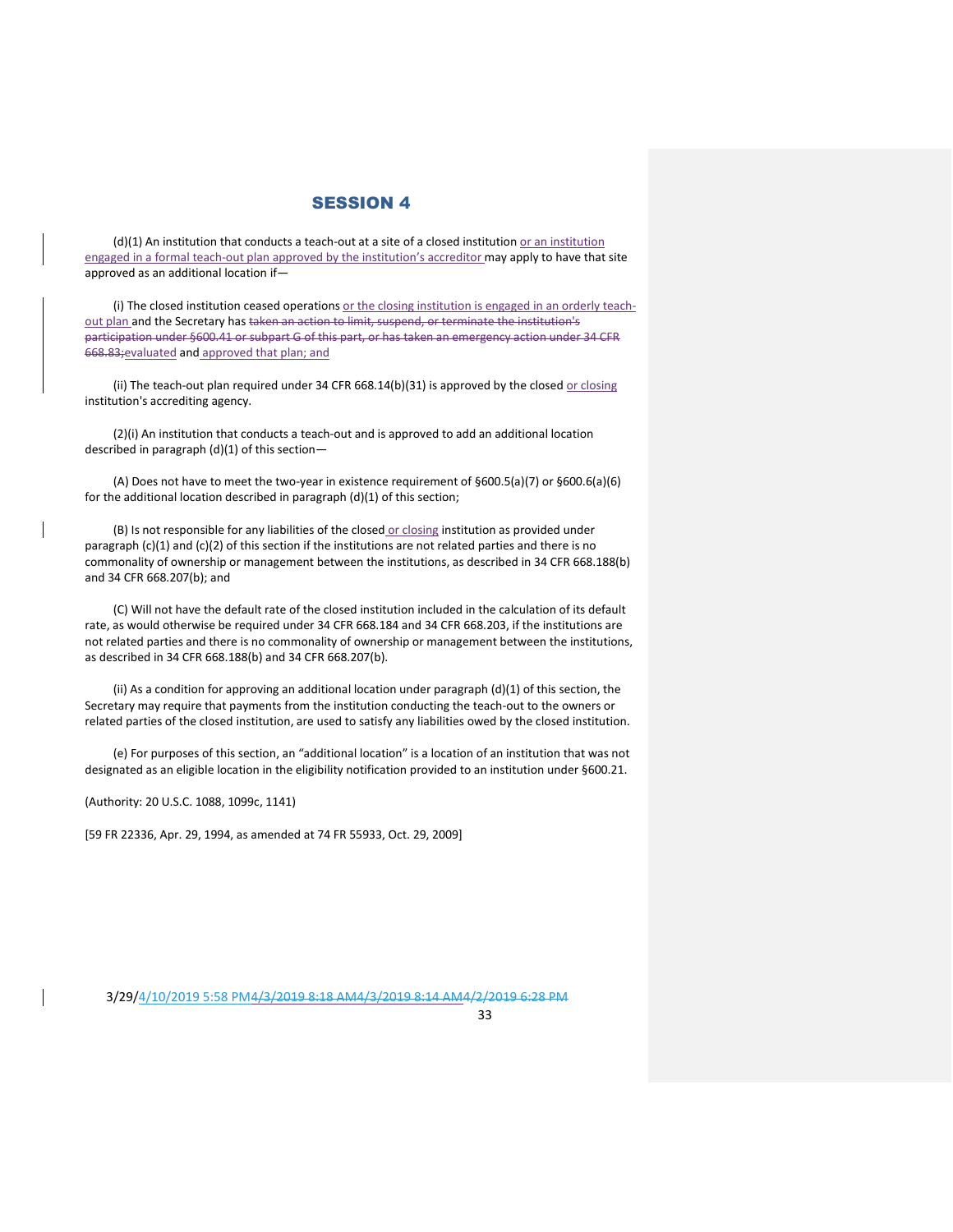## SESSION 4

(d)(1) An institution that conducts a teach-out at a site of a closed institution or an institution engaged in a formal teach-out plan approved by the institution's accreditor may apply to have that site approved as an additional location if—

(i) The closed institution ceased operations or the closing institution is engaged in an orderly teach-out plan and the Secretary has ~~taken an action to limit, suspend, or terminate the institution's participation under §600.41 or subpart G of this part, or has taken an emergency action under 34 CFR 668.83;~~evaluated and approved that plan; and

(ii) The teach-out plan required under 34 CFR 668.14(b)(31) is approved by the closed or closing institution's accrediting agency.

(2)(i) An institution that conducts a teach-out and is approved to add an additional location described in paragraph (d)(1) of this section—

(A) Does not have to meet the two-year in existence requirement of §600.5(a)(7) or §600.6(a)(6) for the additional location described in paragraph (d)(1) of this section;

(B) Is not responsible for any liabilities of the closed or closing institution as provided under paragraph (c)(1) and (c)(2) of this section if the institutions are not related parties and there is no commonality of ownership or management between the institutions, as described in 34 CFR 668.188(b) and 34 CFR 668.207(b); and

(C) Will not have the default rate of the closed institution included in the calculation of its default rate, as would otherwise be required under 34 CFR 668.184 and 34 CFR 668.203, if the institutions are not related parties and there is no commonality of ownership or management between the institutions, as described in 34 CFR 668.188(b) and 34 CFR 668.207(b).

(ii) As a condition for approving an additional location under paragraph (d)(1) of this section, the Secretary may require that payments from the institution conducting the teach-out to the owners or related parties of the closed institution, are used to satisfy any liabilities owed by the closed institution.

(e) For purposes of this section, an "additional location" is a location of an institution that was not designated as an eligible location in the eligibility notification provided to an institution under §600.21.

(Authority: 20 U.S.C. 1088, 1099c, 1141)

[59 FR 22336, Apr. 29, 1994, as amended at 74 FR 55933, Oct. 29, 2009]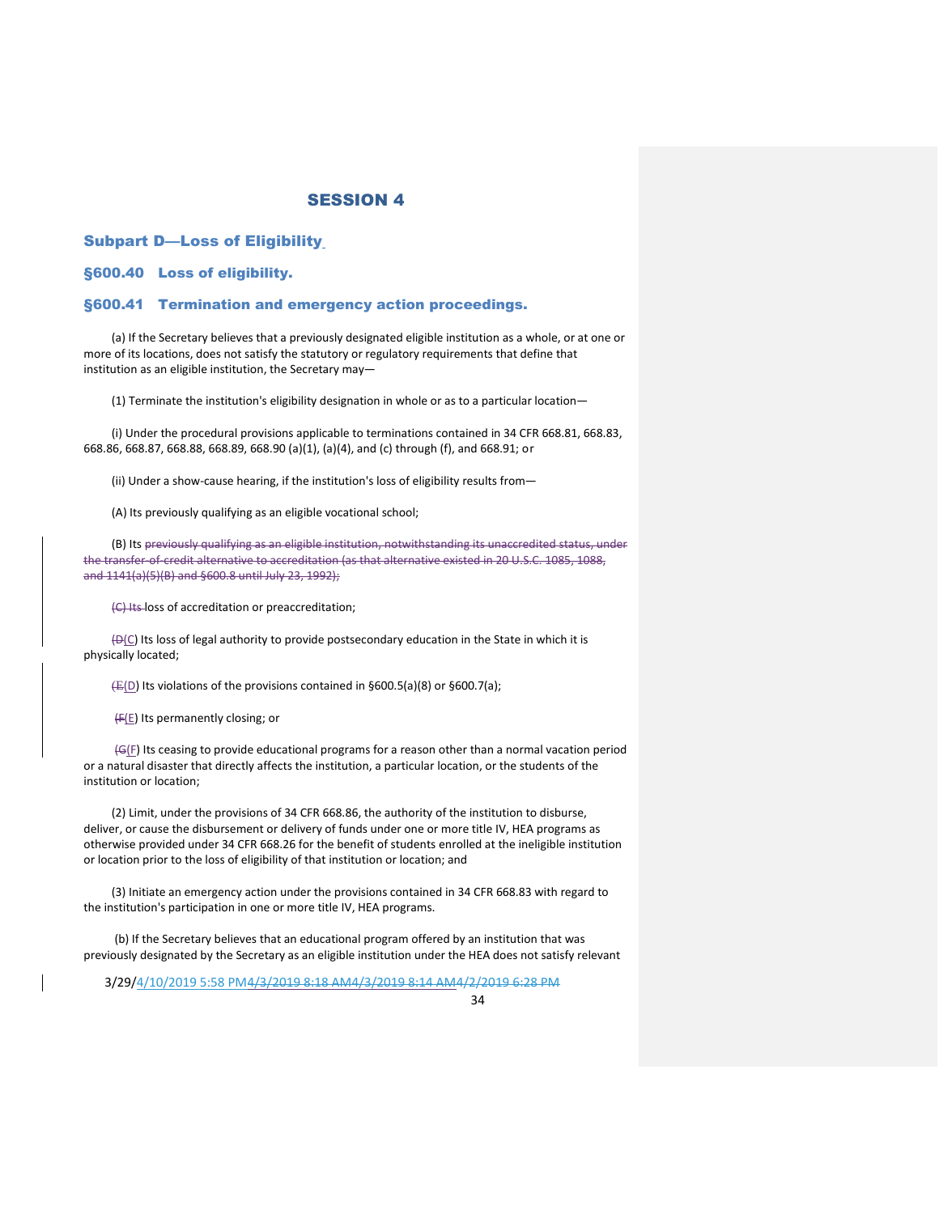## SESSION 4

### Subpart D—Loss of Eligibility

### §600.40 Loss of eligibility.

### §600.41 Termination and emergency action proceedings.

(a) If the Secretary believes that a previously designated eligible institution as a whole, or at one or more of its locations, does not satisfy the statutory or regulatory requirements that define that institution as an eligible institution, the Secretary may—

(1) Terminate the institution's eligibility designation in whole or as to a particular location—

(i) Under the procedural provisions applicable to terminations contained in 34 CFR 668.81, 668.83, 668.86, 668.87, 668.88, 668.89, 668.90 (a)(1), (a)(4), and (c) through (f), and 668.91; or

(ii) Under a show-cause hearing, if the institution's loss of eligibility results from—

(A) Its previously qualifying as an eligible vocational school;

(B) Its ~~previously qualifying as an eligible institution, notwithstanding its unaccredited status, under the transfer-of-credit alternative to accreditation (as that alternative existed in 20 U.S.C. 1085, 1088, and 1141(a)(5)(B) and §600.8 until July 23, 1992);~~

~~(C) Its~~ loss of accreditation or preaccreditation;

~~(D~~(C) Its loss of legal authority to provide postsecondary education in the State in which it is physically located;

~~(E~~(D) Its violations of the provisions contained in §600.5(a)(8) or §600.7(a);

~~(F~~(E) Its permanently closing; or

~~(G~~(F) Its ceasing to provide educational programs for a reason other than a normal vacation period or a natural disaster that directly affects the institution, a particular location, or the students of the institution or location;

(2) Limit, under the provisions of 34 CFR 668.86, the authority of the institution to disburse, deliver, or cause the disbursement or delivery of funds under one or more title IV, HEA programs as otherwise provided under 34 CFR 668.26 for the benefit of students enrolled at the ineligible institution or location prior to the loss of eligibility of that institution or location; and

(3) Initiate an emergency action under the provisions contained in 34 CFR 668.83 with regard to the institution's participation in one or more title IV, HEA programs.

(b) If the Secretary believes that an educational program offered by an institution that was previously designated by the Secretary as an eligible institution under the HEA does not satisfy relevant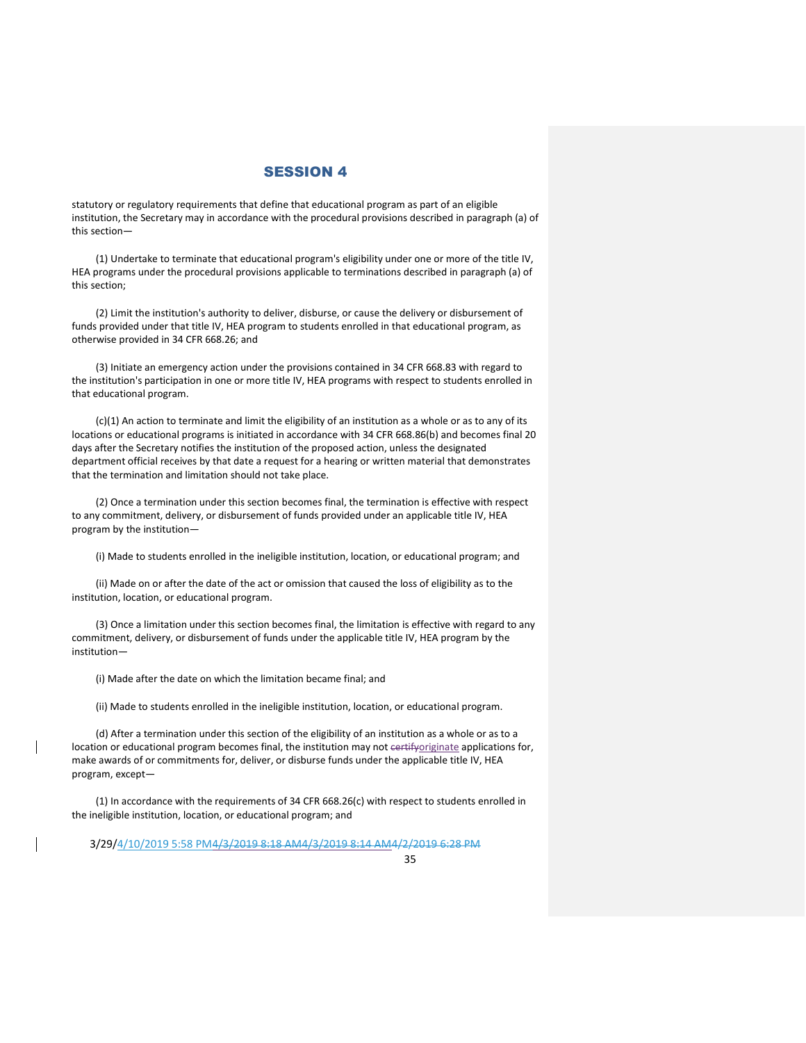statutory or regulatory requirements that define that educational program as part of an eligible institution, the Secretary may in accordance with the procedural provisions described in paragraph (a) of this section—

(1) Undertake to terminate that educational program's eligibility under one or more of the title IV, HEA programs under the procedural provisions applicable to terminations described in paragraph (a) of this section;

(2) Limit the institution's authority to deliver, disburse, or cause the delivery or disbursement of funds provided under that title IV, HEA program to students enrolled in that educational program, as otherwise provided in 34 CFR 668.26; and

(3) Initiate an emergency action under the provisions contained in 34 CFR 668.83 with regard to the institution's participation in one or more title IV, HEA programs with respect to students enrolled in that educational program.

(c)(1) An action to terminate and limit the eligibility of an institution as a whole or as to any of its locations or educational programs is initiated in accordance with 34 CFR 668.86(b) and becomes final 20 days after the Secretary notifies the institution of the proposed action, unless the designated department official receives by that date a request for a hearing or written material that demonstrates that the termination and limitation should not take place.

(2) Once a termination under this section becomes final, the termination is effective with respect to any commitment, delivery, or disbursement of funds provided under an applicable title IV, HEA program by the institution—

(i) Made to students enrolled in the ineligible institution, location, or educational program; and

(ii) Made on or after the date of the act or omission that caused the loss of eligibility as to the institution, location, or educational program.

(3) Once a limitation under this section becomes final, the limitation is effective with regard to any commitment, delivery, or disbursement of funds under the applicable title IV, HEA program by the institution—

(i) Made after the date on which the limitation became final; and

(ii) Made to students enrolled in the ineligible institution, location, or educational program.

(d) After a termination under this section of the eligibility of an institution as a whole or as to a location or educational program becomes final, the institution may not ~~certify~~originate applications for, make awards of or commitments for, deliver, or disburse funds under the applicable title IV, HEA program, except—

(1) In accordance with the requirements of 34 CFR 668.26(c) with respect to students enrolled in the ineligible institution, location, or educational program; and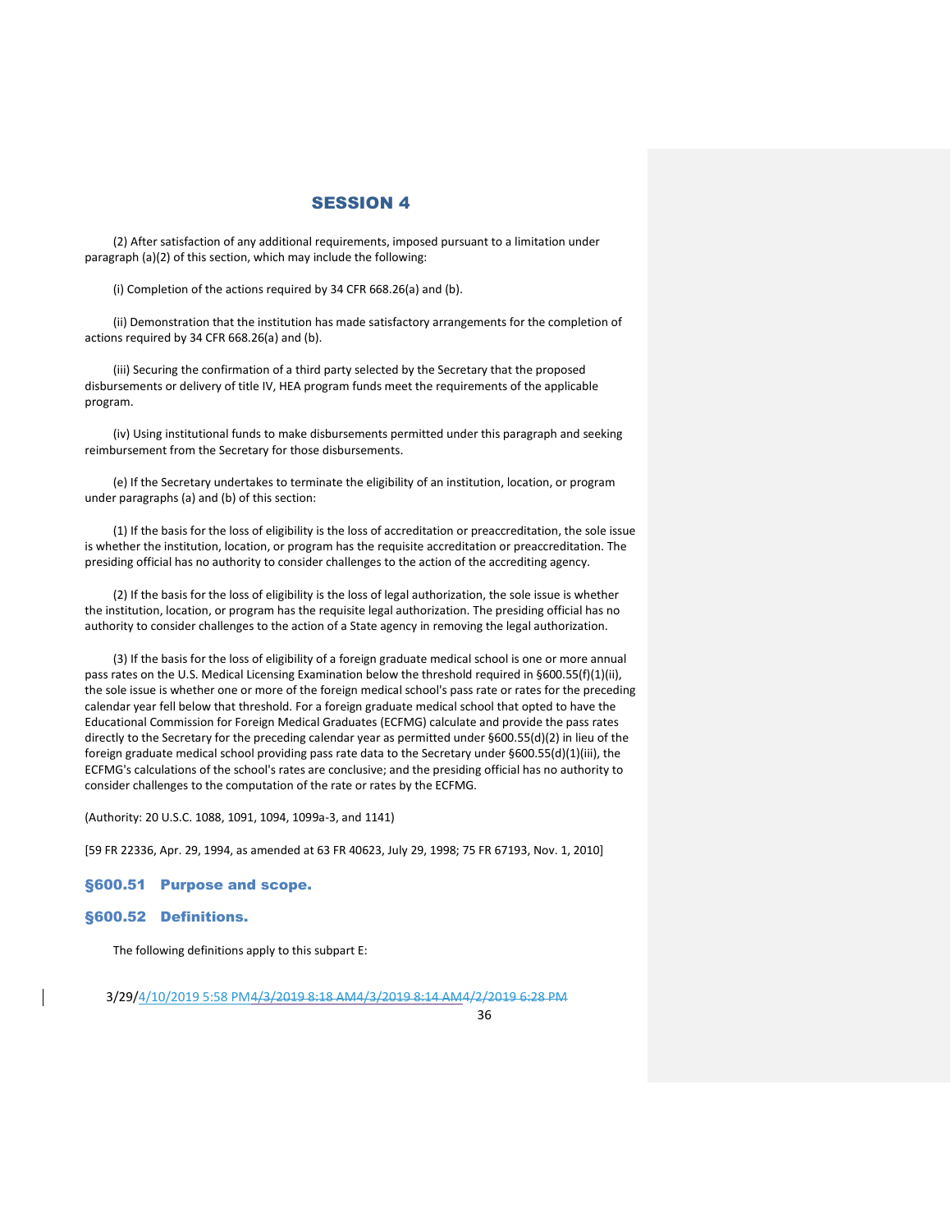# SESSION 4

(2) After satisfaction of any additional requirements, imposed pursuant to a limitation under paragraph (a)(2) of this section, which may include the following:

(i) Completion of the actions required by 34 CFR 668.26(a) and (b).

(ii) Demonstration that the institution has made satisfactory arrangements for the completion of actions required by 34 CFR 668.26(a) and (b).

(iii) Securing the confirmation of a third party selected by the Secretary that the proposed disbursements or delivery of title IV, HEA program funds meet the requirements of the applicable program.

(iv) Using institutional funds to make disbursements permitted under this paragraph and seeking reimbursement from the Secretary for those disbursements.

(e) If the Secretary undertakes to terminate the eligibility of an institution, location, or program under paragraphs (a) and (b) of this section:

(1) If the basis for the loss of eligibility is the loss of accreditation or preaccreditation, the sole issue is whether the institution, location, or program has the requisite accreditation or preaccreditation. The presiding official has no authority to consider challenges to the action of the accrediting agency.

(2) If the basis for the loss of eligibility is the loss of legal authorization, the sole issue is whether the institution, location, or program has the requisite legal authorization. The presiding official has no authority to consider challenges to the action of a State agency in removing the legal authorization.

(3) If the basis for the loss of eligibility of a foreign graduate medical school is one or more annual pass rates on the U.S. Medical Licensing Examination below the threshold required in §600.55(f)(1)(ii), the sole issue is whether one or more of the foreign medical school's pass rate or rates for the preceding calendar year fell below that threshold. For a foreign graduate medical school that opted to have the Educational Commission for Foreign Medical Graduates (ECFMG) calculate and provide the pass rates directly to the Secretary for the preceding calendar year as permitted under §600.55(d)(2) in lieu of the foreign graduate medical school providing pass rate data to the Secretary under §600.55(d)(1)(iii), the ECFMG's calculations of the school's rates are conclusive; and the presiding official has no authority to consider challenges to the computation of the rate or rates by the ECFMG.

(Authority: 20 U.S.C. 1088, 1091, 1094, 1099a-3, and 1141)

[59 FR 22336, Apr. 29, 1994, as amended at 63 FR 40623, July 29, 1998; 75 FR 67193, Nov. 1, 2010]

### §600.51 Purpose and scope.

### §600.52 Definitions.

The following definitions apply to this subpart E: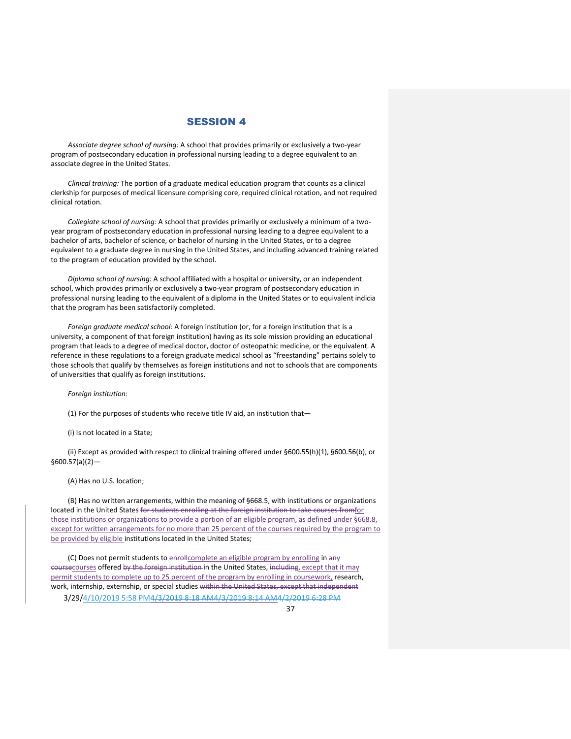# SESSION 4

*Associate degree school of nursing:* A school that provides primarily or exclusively a two-year program of postsecondary education in professional nursing leading to a degree equivalent to an associate degree in the United States.

*Clinical training:* The portion of a graduate medical education program that counts as a clinical clerkship for purposes of medical licensure comprising core, required clinical rotation, and not required clinical rotation.

*Collegiate school of nursing:* A school that provides primarily or exclusively a minimum of a two-year program of postsecondary education in professional nursing leading to a degree equivalent to a bachelor of arts, bachelor of science, or bachelor of nursing in the United States, or to a degree equivalent to a graduate degree in nursing in the United States, and including advanced training related to the program of education provided by the school.

*Diploma school of nursing:* A school affiliated with a hospital or university, or an independent school, which provides primarily or exclusively a two-year program of postsecondary education in professional nursing leading to the equivalent of a diploma in the United States or to equivalent indicia that the program has been satisfactorily completed.

*Foreign graduate medical school:* A foreign institution (or, for a foreign institution that is a university, a component of that foreign institution) having as its sole mission providing an educational program that leads to a degree of medical doctor, doctor of osteopathic medicine, or the equivalent. A reference in these regulations to a foreign graduate medical school as "freestanding" pertains solely to those schools that qualify by themselves as foreign institutions and not to schools that are components of universities that qualify as foreign institutions.

*Foreign institution:*

(1) For the purposes of students who receive title IV aid, an institution that—

(i) Is not located in a State;

(ii) Except as provided with respect to clinical training offered under §600.55(h)(1), §600.56(b), or §600.57(a)(2)—

(A) Has no U.S. location;

(B) Has no written arrangements, within the meaning of §668.5, with institutions or organizations located in the United States ~~for students enrolling at the foreign institution to take courses from~~for those institutions or organizations to provide a portion of an eligible program, as defined under §668.8, except for written arrangements for no more than 25 percent of the courses required by the program to be provided by eligible institutions located in the United States;

(C) Does not permit students to ~~enroll~~complete an eligible program by enrolling in ~~any~~ ~~course~~courses offered ~~by the foreign institution~~ in the United States, ~~including~~, except that it may permit students to complete up to 25 percent of the program by enrolling in coursework, research, work, internship, externship, or special studies ~~within the United States, except that independent~~

3/29/4/10/2019 5:58 PM~~4/3/2019 8:18 AM4/3/2019 8:14 AM4/2/2019 6:28 PM~~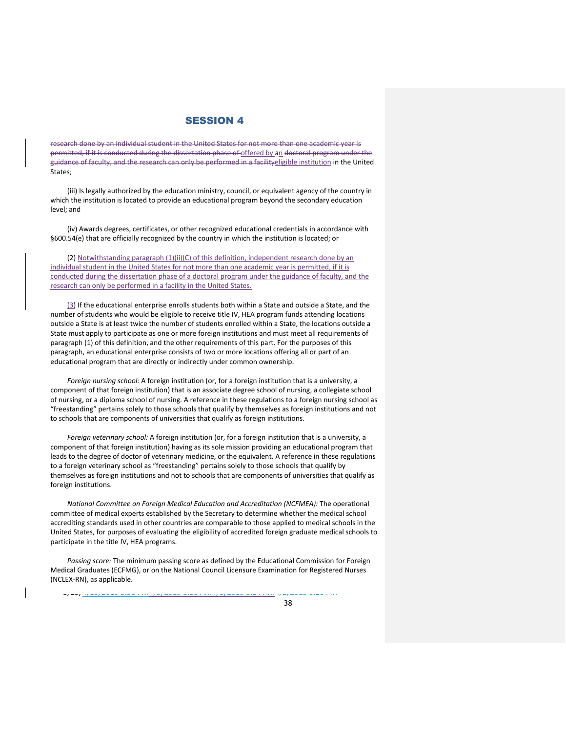# SESSION 4

~~research done by an individual student in the United States for not more than one academic year is permitted, if it is conducted during the dissertation phase of~~ offered by an ~~doctoral program under the guidance of faculty, and the research can only be performed in a facility~~eligible institution in the United States;

(iii) Is legally authorized by the education ministry, council, or equivalent agency of the country in which the institution is located to provide an educational program beyond the secondary education level; and

(iv) Awards degrees, certificates, or other recognized educational credentials in accordance with §600.54(e) that are officially recognized by the country in which the institution is located; or

(2) Notwithstanding paragraph (1)(ii)(C) of this definition, independent research done by an individual student in the United States for not more than one academic year is permitted, if it is conducted during the dissertation phase of a doctoral program under the guidance of faculty, and the research can only be performed in a facility in the United States.

(3) If the educational enterprise enrolls students both within a State and outside a State, and the number of students who would be eligible to receive title IV, HEA program funds attending locations outside a State is at least twice the number of students enrolled within a State, the locations outside a State must apply to participate as one or more foreign institutions and must meet all requirements of paragraph (1) of this definition, and the other requirements of this part. For the purposes of this paragraph, an educational enterprise consists of two or more locations offering all or part of an educational program that are directly or indirectly under common ownership.

*Foreign nursing school:* A foreign institution (or, for a foreign institution that is a university, a component of that foreign institution) that is an associate degree school of nursing, a collegiate school of nursing, or a diploma school of nursing. A reference in these regulations to a foreign nursing school as "freestanding" pertains solely to those schools that qualify by themselves as foreign institutions and not to schools that are components of universities that qualify as foreign institutions.

*Foreign veterinary school:* A foreign institution (or, for a foreign institution that is a university, a component of that foreign institution) having as its sole mission providing an educational program that leads to the degree of doctor of veterinary medicine, or the equivalent. A reference in these regulations to a foreign veterinary school as "freestanding" pertains solely to those schools that qualify by themselves as foreign institutions and not to schools that are components of universities that qualify as foreign institutions.

*National Committee on Foreign Medical Education and Accreditation (NCFMEA):* The operational committee of medical experts established by the Secretary to determine whether the medical school accrediting standards used in other countries are comparable to those applied to medical schools in the United States, for purposes of evaluating the eligibility of accredited foreign graduate medical schools to participate in the title IV, HEA programs.

*Passing score:* The minimum passing score as defined by the Educational Commission for Foreign Medical Graduates (ECFMG), or on the National Council Licensure Examination for Registered Nurses (NCLEX-RN), as applicable.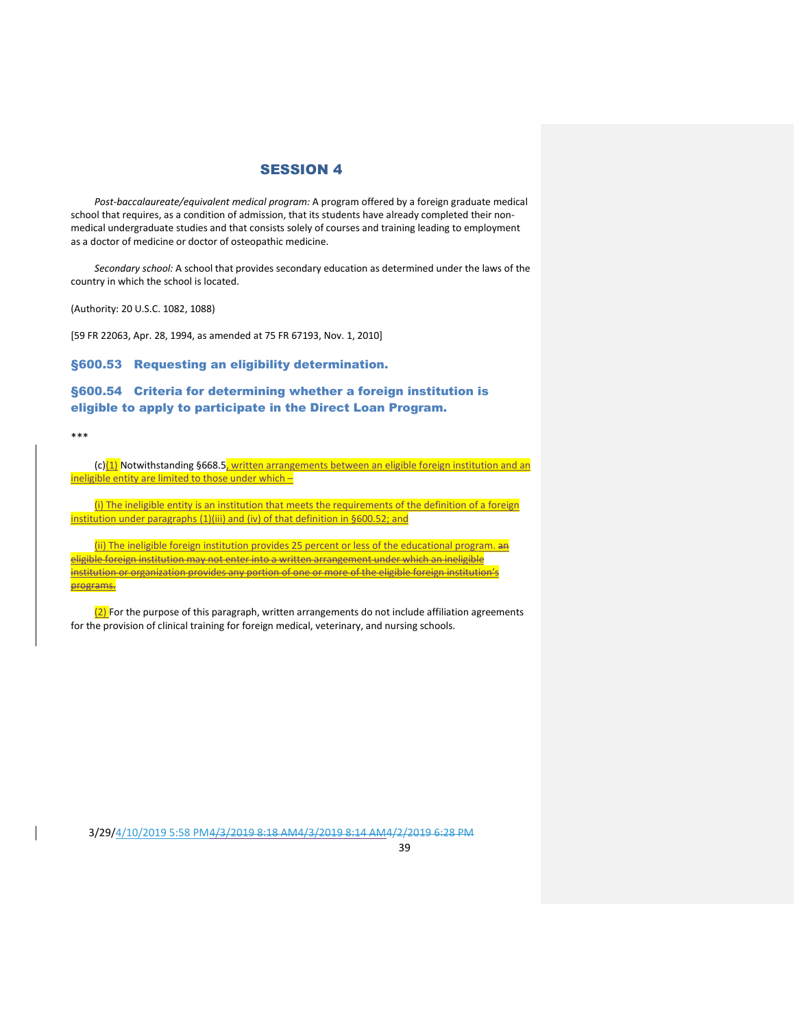## SESSION 4

*Post-baccalaureate/equivalent medical program:* A program offered by a foreign graduate medical school that requires, as a condition of admission, that its students have already completed their non-medical undergraduate studies and that consists solely of courses and training leading to employment as a doctor of medicine or doctor of osteopathic medicine.

*Secondary school:* A school that provides secondary education as determined under the laws of the country in which the school is located.

(Authority: 20 U.S.C. 1082, 1088)

[59 FR 22063, Apr. 28, 1994, as amended at 75 FR 67193, Nov. 1, 2010]

### §600.53 Requesting an eligibility determination.

### §600.54 Criteria for determining whether a foreign institution is eligible to apply to participate in the Direct Loan Program.

***

(c)(1) Notwithstanding §668.5, written arrangements between an eligible foreign institution and an ineligible entity are limited to those under which –

(i) The ineligible entity is an institution that meets the requirements of the definition of a foreign institution under paragraphs (1)(iii) and (iv) of that definition in §600.52; and

(ii) The ineligible foreign institution provides 25 percent or less of the educational program. ~~an eligible foreign institution may not enter into a written arrangement under which an ineligible institution or organization provides any portion of one or more of the eligible foreign institution's programs.~~

(2) For the purpose of this paragraph, written arrangements do not include affiliation agreements for the provision of clinical training for foreign medical, veterinary, and nursing schools.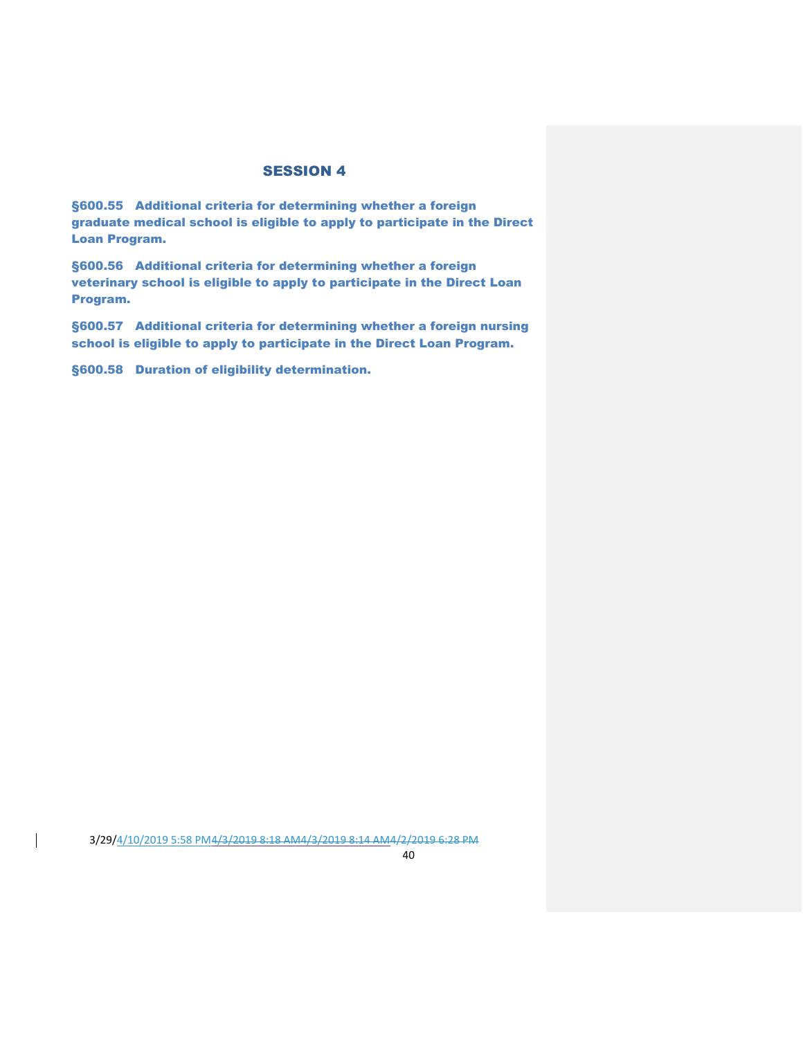# SESSION 4

**§600.55 Additional criteria for determining whether a foreign graduate medical school is eligible to apply to participate in the Direct Loan Program.**

**§600.56 Additional criteria for determining whether a foreign veterinary school is eligible to apply to participate in the Direct Loan Program.**

**§600.57 Additional criteria for determining whether a foreign nursing school is eligible to apply to participate in the Direct Loan Program.**

**§600.58 Duration of eligibility determination.**